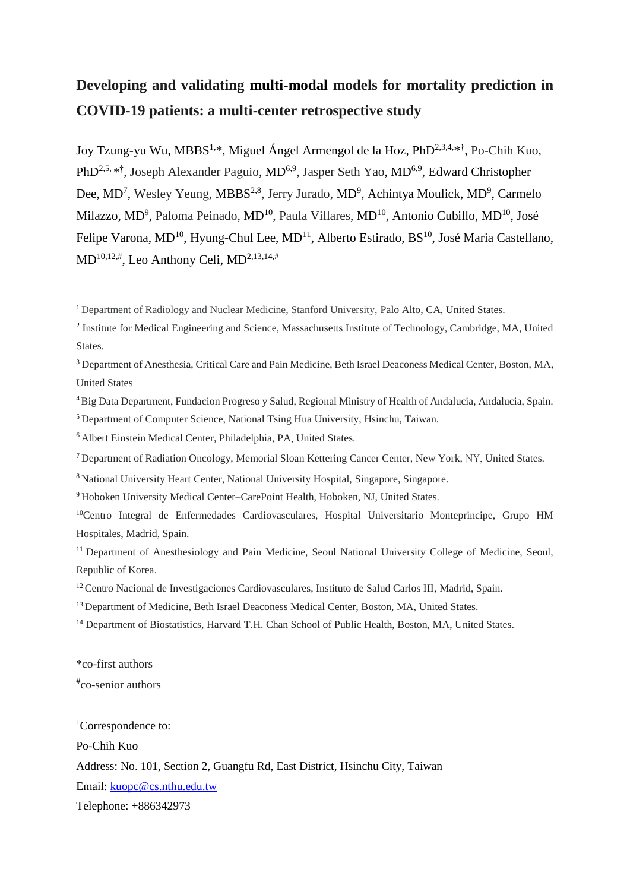# Developing and validating multi-modal models for mortality prediction in COVID-19 patients: a multi-center retrospective study

Joy Tzung-yu Wu, MBBS[1,*], Miguel Ángel Armengol de la Hoz, PhD[2,3,4,*†], Po-Chih Kuo, PhD[2,5,*†], Joseph Alexander Paguio, MD[6,9], Jasper Seth Yao, MD[6,9], Edward Christopher Dee, MD[7], Wesley Yeung, MBBS[2,8], Jerry Jurado, MD[9], Achintya Moulick, MD[9], Carmelo Milazzo, MD[9], Paloma Peinado, MD[10], Paula Villares, MD[10], Antonio Cubillo, MD[10], José Felipe Varona, MD[10], Hyung-Chul Lee, MD[11], Alberto Estirado, BS[10], José Maria Castellano, MD[10,12,#], Leo Anthony Celi, MD[2,13,14,#]

[1] Department of Radiology and Nuclear Medicine, Stanford University, Palo Alto, CA, United States.

[2] Institute for Medical Engineering and Science, Massachusetts Institute of Technology, Cambridge, MA, United States.

[3] Department of Anesthesia, Critical Care and Pain Medicine, Beth Israel Deaconess Medical Center, Boston, MA, United States

[4] Big Data Department, Fundacion Progreso y Salud, Regional Ministry of Health of Andalucia, Andalucia, Spain.

[5] Department of Computer Science, National Tsing Hua University, Hsinchu, Taiwan.

[6] Albert Einstein Medical Center, Philadelphia, PA, United States.

[7] Department of Radiation Oncology, Memorial Sloan Kettering Cancer Center, New York, NY, United States.

[8] National University Heart Center, National University Hospital, Singapore, Singapore.

[9] Hoboken University Medical Center–CarePoint Health, Hoboken, NJ, United States.

[10] Centro Integral de Enfermedades Cardiovasculares, Hospital Universitario Monteprincipe, Grupo HM Hospitales, Madrid, Spain.

[11] Department of Anesthesiology and Pain Medicine, Seoul National University College of Medicine, Seoul, Republic of Korea.

[12] Centro Nacional de Investigaciones Cardiovasculares, Instituto de Salud Carlos III, Madrid, Spain.

[13] Department of Medicine, Beth Israel Deaconess Medical Center, Boston, MA, United States.

[14] Department of Biostatistics, Harvard T.H. Chan School of Public Health, Boston, MA, United States.

*co-first authors

#co-senior authors

†Correspondence to:

Po-Chih Kuo

Address: No. 101, Section 2, Guangfu Rd, East District, Hsinchu City, Taiwan

Email: kuopc@cs.nthu.edu.tw

Telephone: +886342973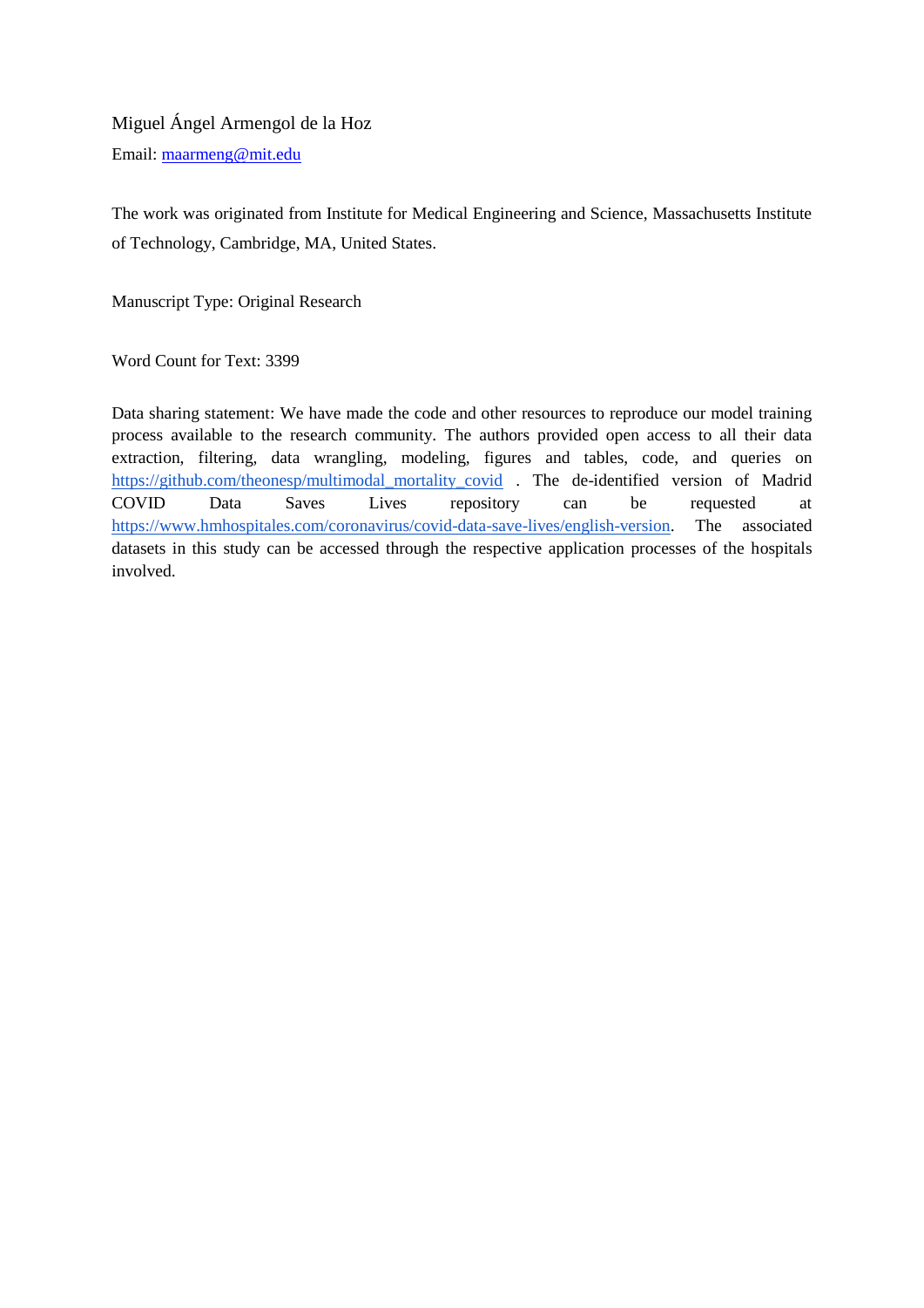Miguel Ángel Armengol de la Hoz

Email: maarmeng@mit.edu

The work was originated from Institute for Medical Engineering and Science, Massachusetts Institute of Technology, Cambridge, MA, United States.

Manuscript Type: Original Research

Word Count for Text: 3399

Data sharing statement: We have made the code and other resources to reproduce our model training process available to the research community. The authors provided open access to all their data extraction, filtering, data wrangling, modeling, figures and tables, code, and queries on https://github.com/theonesp/multimodal_mortality_covid . The de-identified version of Madrid COVID Data Saves Lives repository can be requested at https://www.hmhospitales.com/coronavirus/covid-data-save-lives/english-version. The associated datasets in this study can be accessed through the respective application processes of the hospitals involved.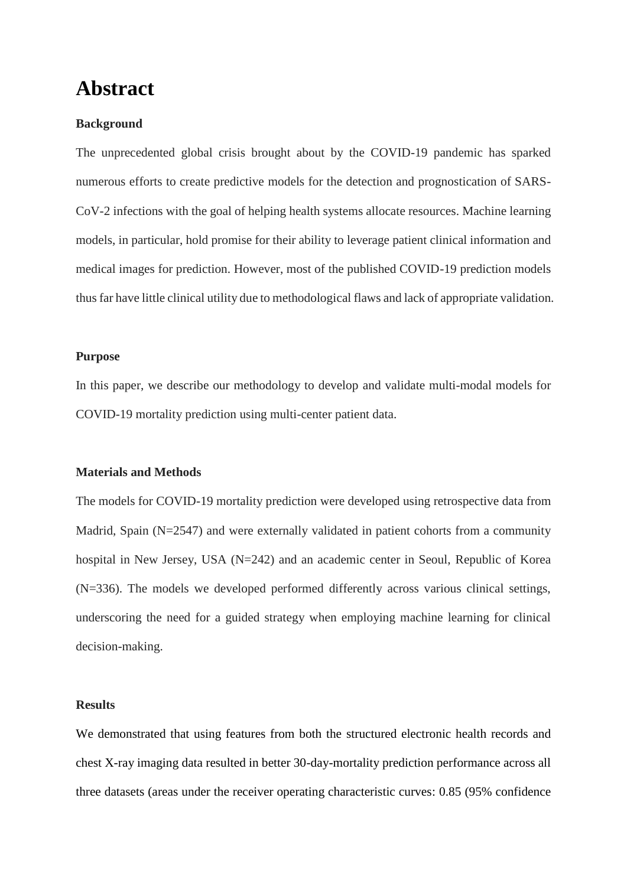# Abstract

**Background**

The unprecedented global crisis brought about by the COVID-19 pandemic has sparked numerous efforts to create predictive models for the detection and prognostication of SARS-CoV-2 infections with the goal of helping health systems allocate resources. Machine learning models, in particular, hold promise for their ability to leverage patient clinical information and medical images for prediction. However, most of the published COVID-19 prediction models thus far have little clinical utility due to methodological flaws and lack of appropriate validation.

**Purpose**

In this paper, we describe our methodology to develop and validate multi-modal models for COVID-19 mortality prediction using multi-center patient data.

**Materials and Methods**

The models for COVID-19 mortality prediction were developed using retrospective data from Madrid, Spain (N=2547) and were externally validated in patient cohorts from a community hospital in New Jersey, USA (N=242) and an academic center in Seoul, Republic of Korea (N=336). The models we developed performed differently across various clinical settings, underscoring the need for a guided strategy when employing machine learning for clinical decision-making.

**Results**

We demonstrated that using features from both the structured electronic health records and chest X-ray imaging data resulted in better 30-day-mortality prediction performance across all three datasets (areas under the receiver operating characteristic curves: 0.85 (95% confidence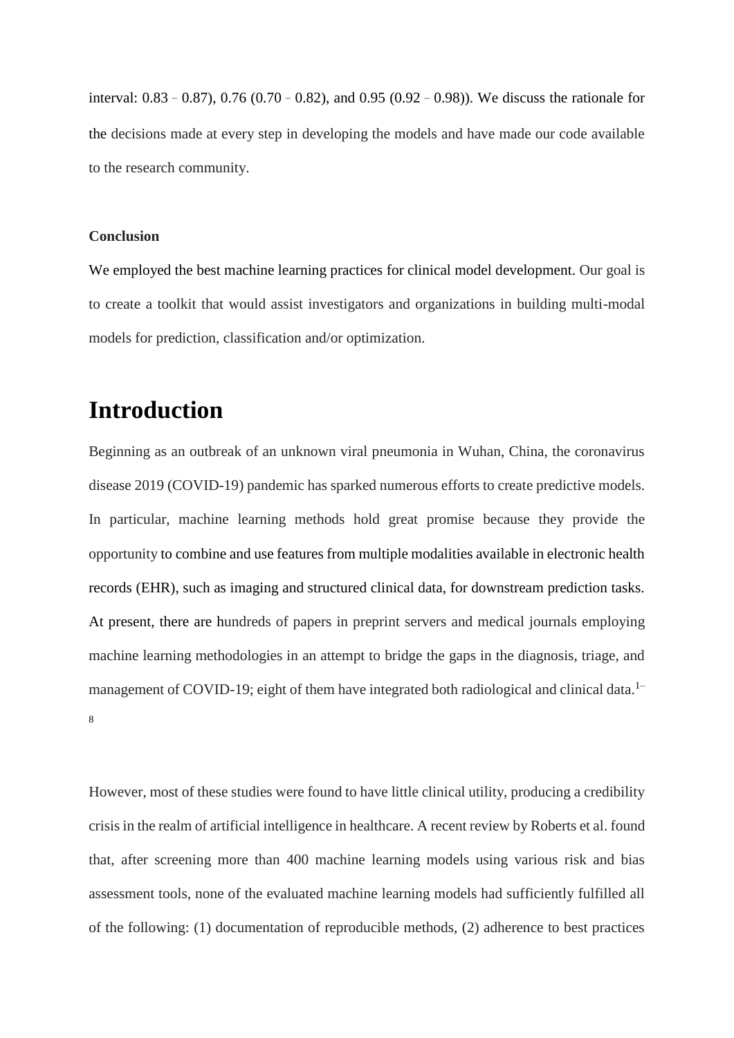interval: 0.83 – 0.87), 0.76 (0.70 – 0.82), and 0.95 (0.92 – 0.98)). We discuss the rationale for the decisions made at every step in developing the models and have made our code available to the research community.

**Conclusion**

We employed the best machine learning practices for clinical model development. Our goal is to create a toolkit that would assist investigators and organizations in building multi-modal models for prediction, classification and/or optimization.

# Introduction

Beginning as an outbreak of an unknown viral pneumonia in Wuhan, China, the coronavirus disease 2019 (COVID-19) pandemic has sparked numerous efforts to create predictive models. In particular, machine learning methods hold great promise because they provide the opportunity to combine and use features from multiple modalities available in electronic health records (EHR), such as imaging and structured clinical data, for downstream prediction tasks. At present, there are hundreds of papers in preprint servers and medical journals employing machine learning methodologies in an attempt to bridge the gaps in the diagnosis, triage, and management of COVID-19; eight of them have integrated both radiological and clinical data.[1–8]

However, most of these studies were found to have little clinical utility, producing a credibility crisis in the realm of artificial intelligence in healthcare. A recent review by Roberts et al. found that, after screening more than 400 machine learning models using various risk and bias assessment tools, none of the evaluated machine learning models had sufficiently fulfilled all of the following: (1) documentation of reproducible methods, (2) adherence to best practices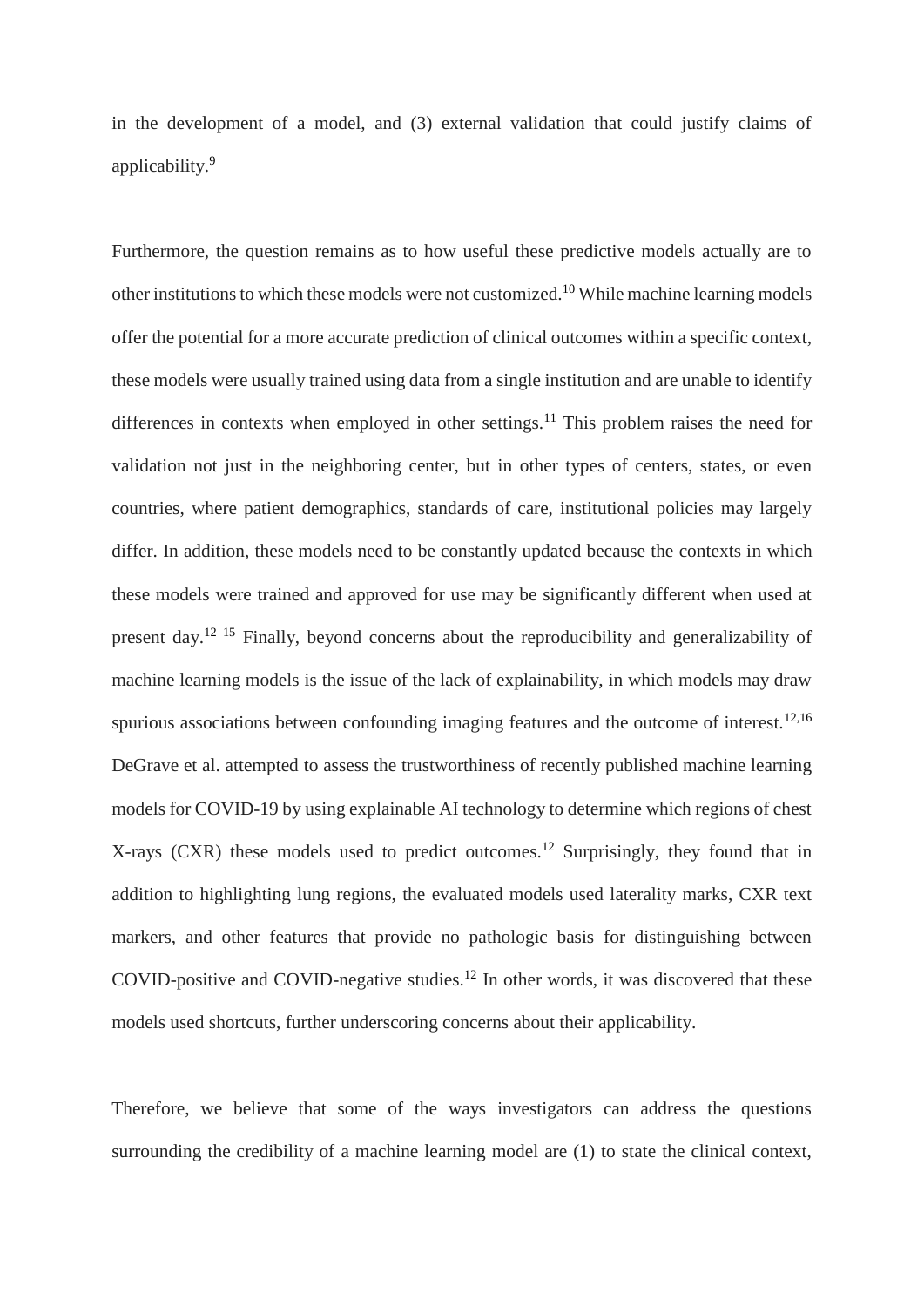in the development of a model, and (3) external validation that could justify claims of applicability.[9]

Furthermore, the question remains as to how useful these predictive models actually are to other institutions to which these models were not customized.[10] While machine learning models offer the potential for a more accurate prediction of clinical outcomes within a specific context, these models were usually trained using data from a single institution and are unable to identify differences in contexts when employed in other settings.[11] This problem raises the need for validation not just in the neighboring center, but in other types of centers, states, or even countries, where patient demographics, standards of care, institutional policies may largely differ. In addition, these models need to be constantly updated because the contexts in which these models were trained and approved for use may be significantly different when used at present day.[12–15] Finally, beyond concerns about the reproducibility and generalizability of machine learning models is the issue of the lack of explainability, in which models may draw spurious associations between confounding imaging features and the outcome of interest.[12,16] DeGrave et al. attempted to assess the trustworthiness of recently published machine learning models for COVID-19 by using explainable AI technology to determine which regions of chest X-rays (CXR) these models used to predict outcomes.[12] Surprisingly, they found that in addition to highlighting lung regions, the evaluated models used laterality marks, CXR text markers, and other features that provide no pathologic basis for distinguishing between COVID-positive and COVID-negative studies.[12] In other words, it was discovered that these models used shortcuts, further underscoring concerns about their applicability.

Therefore, we believe that some of the ways investigators can address the questions surrounding the credibility of a machine learning model are (1) to state the clinical context,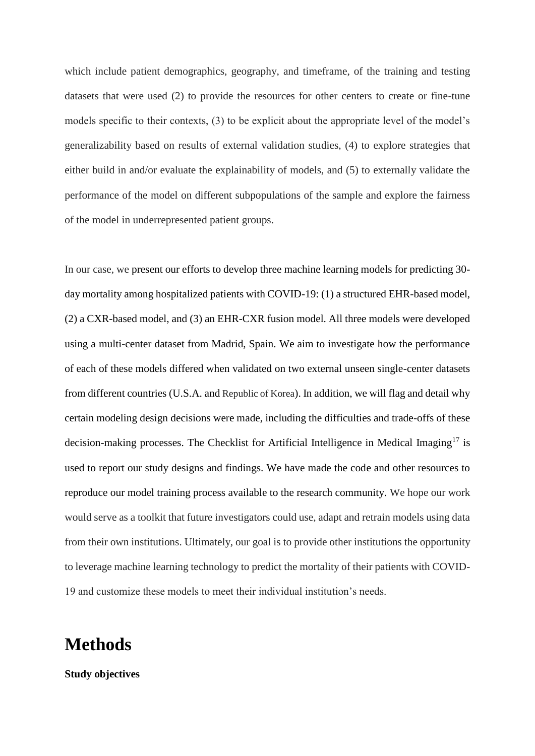which include patient demographics, geography, and timeframe, of the training and testing datasets that were used (2) to provide the resources for other centers to create or fine-tune models specific to their contexts, (3) to be explicit about the appropriate level of the model's generalizability based on results of external validation studies, (4) to explore strategies that either build in and/or evaluate the explainability of models, and (5) to externally validate the performance of the model on different subpopulations of the sample and explore the fairness of the model in underrepresented patient groups.

In our case, we present our efforts to develop three machine learning models for predicting 30-day mortality among hospitalized patients with COVID-19: (1) a structured EHR-based model, (2) a CXR-based model, and (3) an EHR-CXR fusion model. All three models were developed using a multi-center dataset from Madrid, Spain. We aim to investigate how the performance of each of these models differed when validated on two external unseen single-center datasets from different countries (U.S.A. and Republic of Korea). In addition, we will flag and detail why certain modeling design decisions were made, including the difficulties and trade-offs of these decision-making processes. The Checklist for Artificial Intelligence in Medical Imaging[17] is used to report our study designs and findings. We have made the code and other resources to reproduce our model training process available to the research community. We hope our work would serve as a toolkit that future investigators could use, adapt and retrain models using data from their own institutions. Ultimately, our goal is to provide other institutions the opportunity to leverage machine learning technology to predict the mortality of their patients with COVID-19 and customize these models to meet their individual institution's needs.

# Methods

**Study objectives**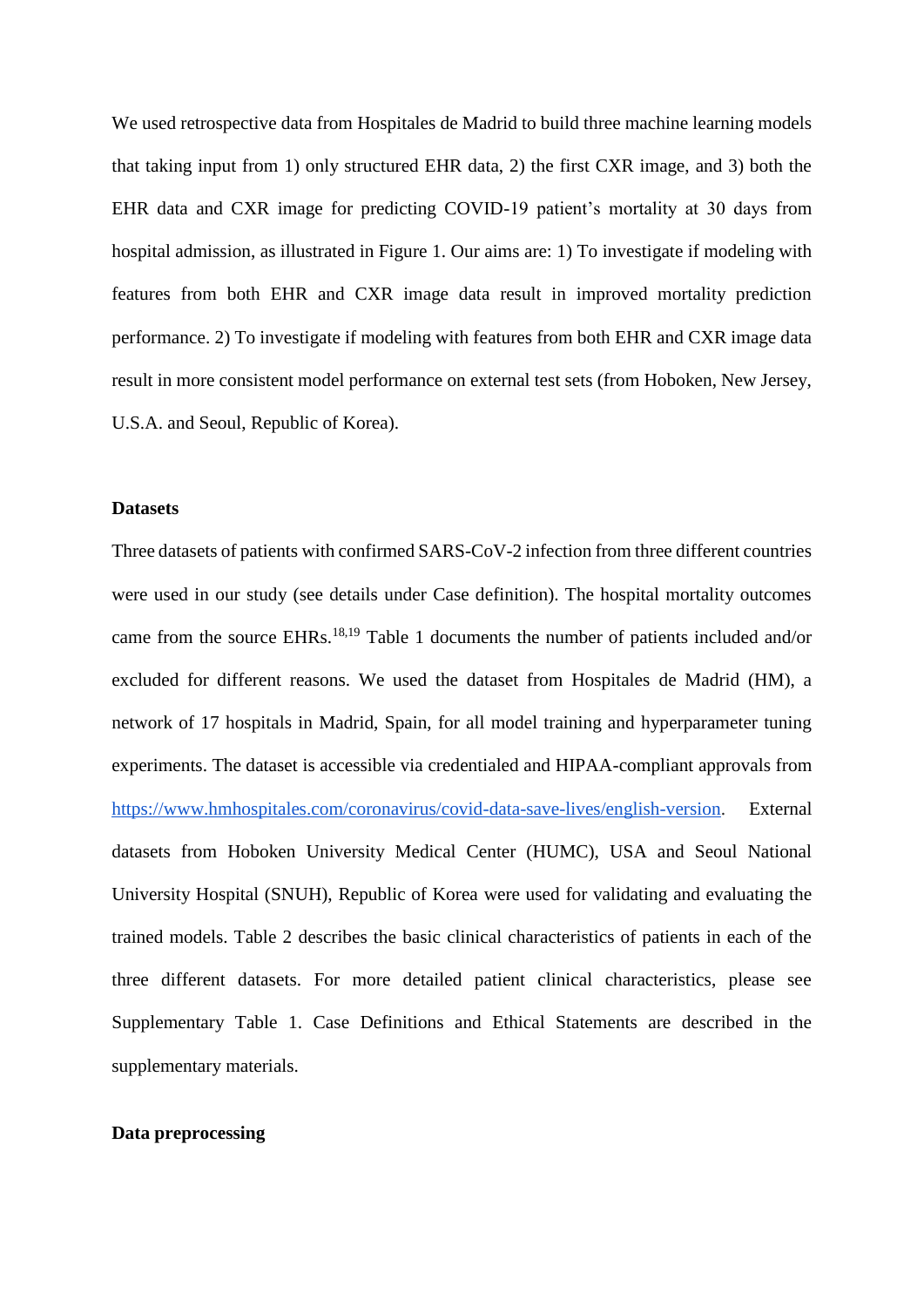We used retrospective data from Hospitales de Madrid to build three machine learning models that taking input from 1) only structured EHR data, 2) the first CXR image, and 3) both the EHR data and CXR image for predicting COVID-19 patient's mortality at 30 days from hospital admission, as illustrated in Figure 1. Our aims are: 1) To investigate if modeling with features from both EHR and CXR image data result in improved mortality prediction performance. 2) To investigate if modeling with features from both EHR and CXR image data result in more consistent model performance on external test sets (from Hoboken, New Jersey, U.S.A. and Seoul, Republic of Korea).

**Datasets**

Three datasets of patients with confirmed SARS-CoV-2 infection from three different countries were used in our study (see details under Case definition). The hospital mortality outcomes came from the source EHRs.[18,19] Table 1 documents the number of patients included and/or excluded for different reasons. We used the dataset from Hospitales de Madrid (HM), a network of 17 hospitals in Madrid, Spain, for all model training and hyperparameter tuning experiments. The dataset is accessible via credentialed and HIPAA-compliant approvals from https://www.hmhospitales.com/coronavirus/covid-data-save-lives/english-version. External datasets from Hoboken University Medical Center (HUMC), USA and Seoul National University Hospital (SNUH), Republic of Korea were used for validating and evaluating the trained models. Table 2 describes the basic clinical characteristics of patients in each of the three different datasets. For more detailed patient clinical characteristics, please see Supplementary Table 1. Case Definitions and Ethical Statements are described in the supplementary materials.

**Data preprocessing**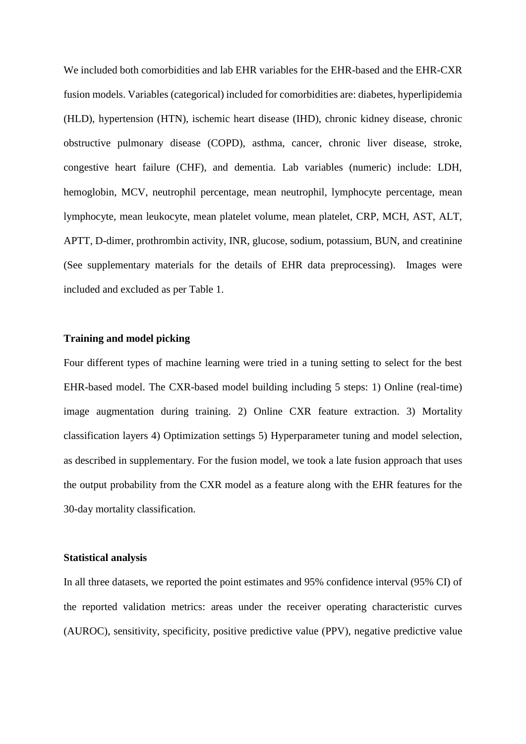We included both comorbidities and lab EHR variables for the EHR-based and the EHR-CXR fusion models. Variables (categorical) included for comorbidities are: diabetes, hyperlipidemia (HLD), hypertension (HTN), ischemic heart disease (IHD), chronic kidney disease, chronic obstructive pulmonary disease (COPD), asthma, cancer, chronic liver disease, stroke, congestive heart failure (CHF), and dementia. Lab variables (numeric) include: LDH, hemoglobin, MCV, neutrophil percentage, mean neutrophil, lymphocyte percentage, mean lymphocyte, mean leukocyte, mean platelet volume, mean platelet, CRP, MCH, AST, ALT, APTT, D-dimer, prothrombin activity, INR, glucose, sodium, potassium, BUN, and creatinine (See supplementary materials for the details of EHR data preprocessing). Images were included and excluded as per Table 1.

**Training and model picking**

Four different types of machine learning were tried in a tuning setting to select for the best EHR-based model. The CXR-based model building including 5 steps: 1) Online (real-time) image augmentation during training. 2) Online CXR feature extraction. 3) Mortality classification layers 4) Optimization settings 5) Hyperparameter tuning and model selection, as described in supplementary. For the fusion model, we took a late fusion approach that uses the output probability from the CXR model as a feature along with the EHR features for the 30-day mortality classification.

**Statistical analysis**

In all three datasets, we reported the point estimates and 95% confidence interval (95% CI) of the reported validation metrics: areas under the receiver operating characteristic curves (AUROC), sensitivity, specificity, positive predictive value (PPV), negative predictive value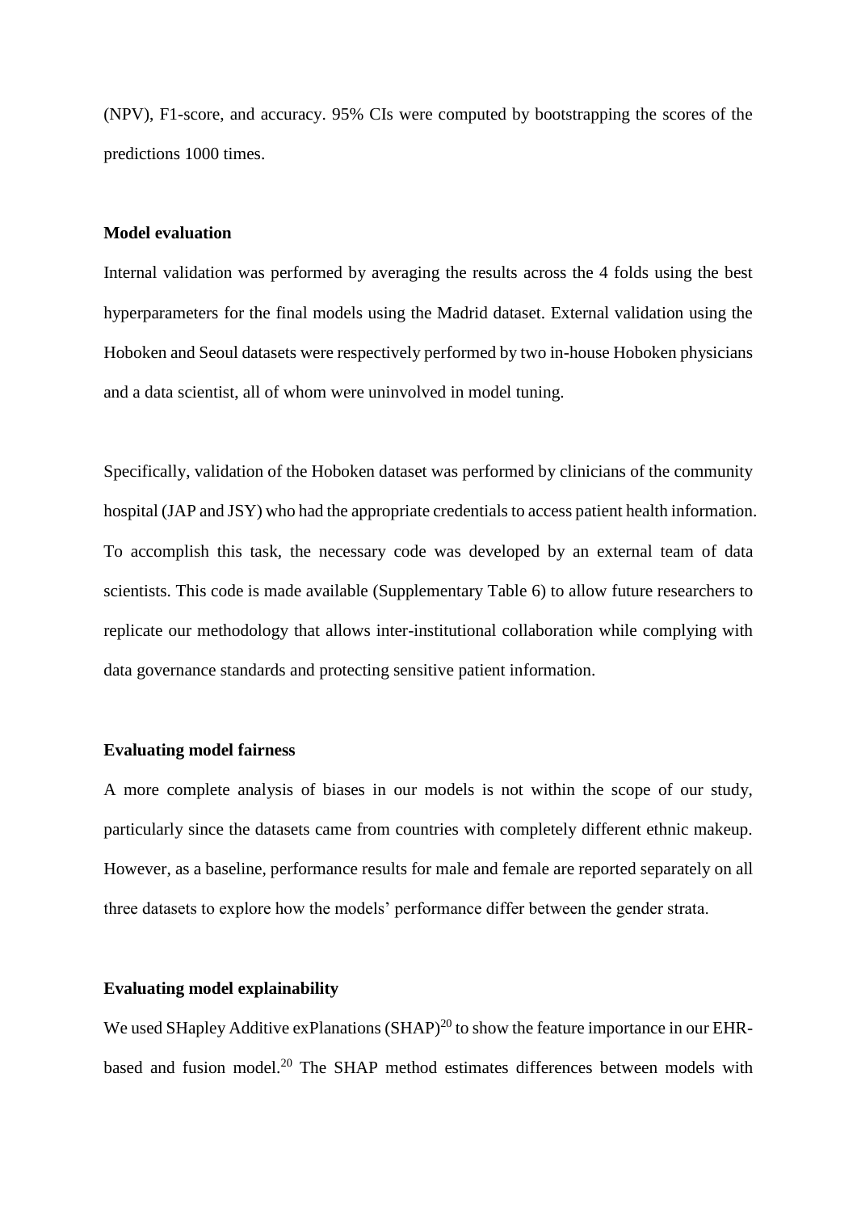(NPV), F1-score, and accuracy. 95% CIs were computed by bootstrapping the scores of the predictions 1000 times.

**Model evaluation**

Internal validation was performed by averaging the results across the 4 folds using the best hyperparameters for the final models using the Madrid dataset. External validation using the Hoboken and Seoul datasets were respectively performed by two in-house Hoboken physicians and a data scientist, all of whom were uninvolved in model tuning.

Specifically, validation of the Hoboken dataset was performed by clinicians of the community hospital (JAP and JSY) who had the appropriate credentials to access patient health information. To accomplish this task, the necessary code was developed by an external team of data scientists. This code is made available (Supplementary Table 6) to allow future researchers to replicate our methodology that allows inter-institutional collaboration while complying with data governance standards and protecting sensitive patient information.

**Evaluating model fairness**

A more complete analysis of biases in our models is not within the scope of our study, particularly since the datasets came from countries with completely different ethnic makeup. However, as a baseline, performance results for male and female are reported separately on all three datasets to explore how the models' performance differ between the gender strata.

**Evaluating model explainability**

We used SHapley Additive exPlanations (SHAP)[20] to show the feature importance in our EHR-based and fusion model.[20] The SHAP method estimates differences between models with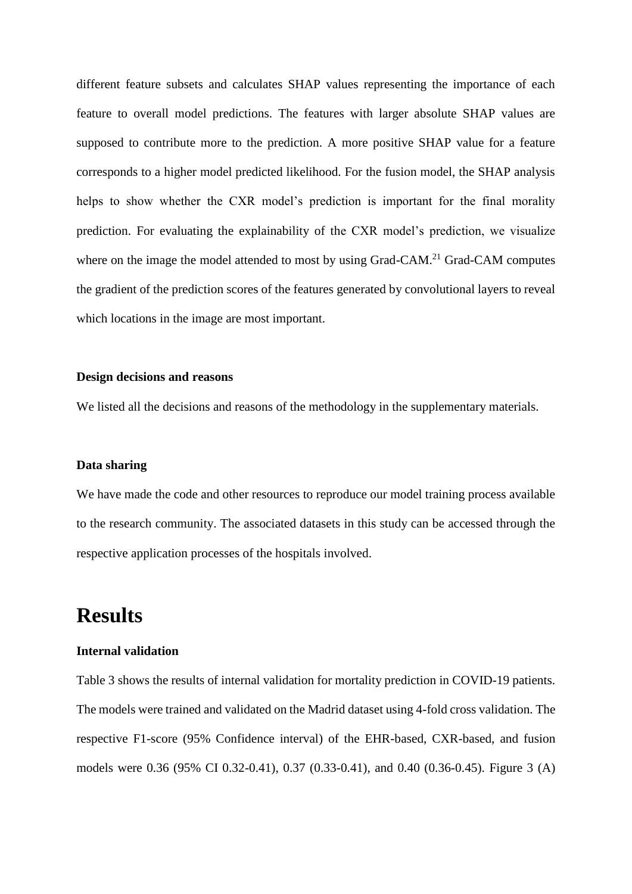different feature subsets and calculates SHAP values representing the importance of each feature to overall model predictions. The features with larger absolute SHAP values are supposed to contribute more to the prediction. A more positive SHAP value for a feature corresponds to a higher model predicted likelihood. For the fusion model, the SHAP analysis helps to show whether the CXR model's prediction is important for the final morality prediction. For evaluating the explainability of the CXR model's prediction, we visualize where on the image the model attended to most by using Grad-CAM.[21] Grad-CAM computes the gradient of the prediction scores of the features generated by convolutional layers to reveal which locations in the image are most important.

### Design decisions and reasons

We listed all the decisions and reasons of the methodology in the supplementary materials.

### Data sharing

We have made the code and other resources to reproduce our model training process available to the research community. The associated datasets in this study can be accessed through the respective application processes of the hospitals involved.

# Results

### Internal validation

Table 3 shows the results of internal validation for mortality prediction in COVID-19 patients. The models were trained and validated on the Madrid dataset using 4-fold cross validation. The respective F1-score (95% Confidence interval) of the EHR-based, CXR-based, and fusion models were 0.36 (95% CI 0.32-0.41), 0.37 (0.33-0.41), and 0.40 (0.36-0.45). Figure 3 (A)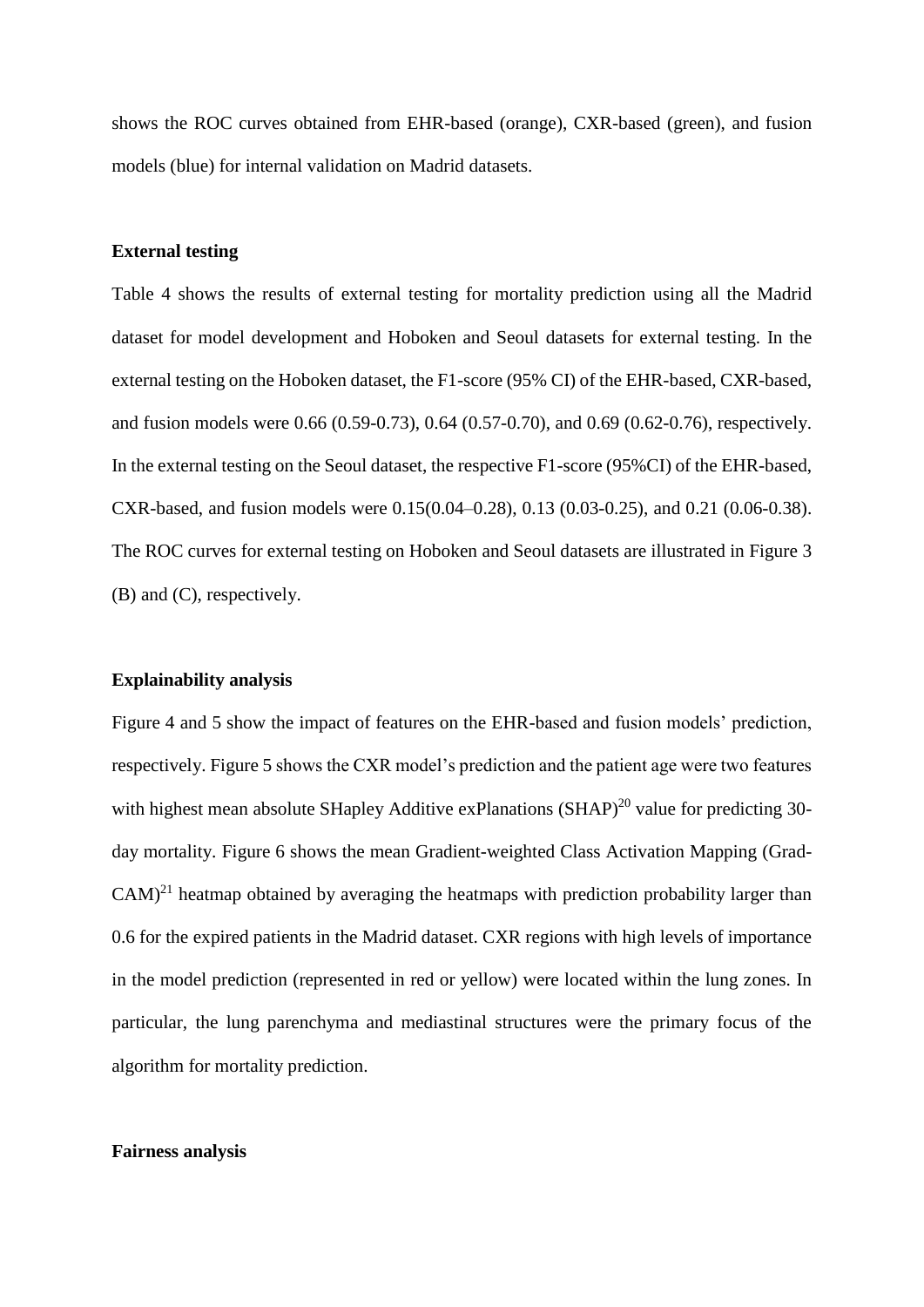shows the ROC curves obtained from EHR-based (orange), CXR-based (green), and fusion models (blue) for internal validation on Madrid datasets.

### External testing

Table 4 shows the results of external testing for mortality prediction using all the Madrid dataset for model development and Hoboken and Seoul datasets for external testing. In the external testing on the Hoboken dataset, the F1-score (95% CI) of the EHR-based, CXR-based, and fusion models were 0.66 (0.59-0.73), 0.64 (0.57-0.70), and 0.69 (0.62-0.76), respectively. In the external testing on the Seoul dataset, the respective F1-score (95%CI) of the EHR-based, CXR-based, and fusion models were 0.15(0.04–0.28), 0.13 (0.03-0.25), and 0.21 (0.06-0.38). The ROC curves for external testing on Hoboken and Seoul datasets are illustrated in Figure 3 (B) and (C), respectively.

### Explainability analysis

Figure 4 and 5 show the impact of features on the EHR-based and fusion models' prediction, respectively. Figure 5 shows the CXR model's prediction and the patient age were two features with highest mean absolute SHapley Additive exPlanations (SHAP)[20] value for predicting 30-day mortality. Figure 6 shows the mean Gradient-weighted Class Activation Mapping (Grad-CAM)[21] heatmap obtained by averaging the heatmaps with prediction probability larger than 0.6 for the expired patients in the Madrid dataset. CXR regions with high levels of importance in the model prediction (represented in red or yellow) were located within the lung zones. In particular, the lung parenchyma and mediastinal structures were the primary focus of the algorithm for mortality prediction.

### Fairness analysis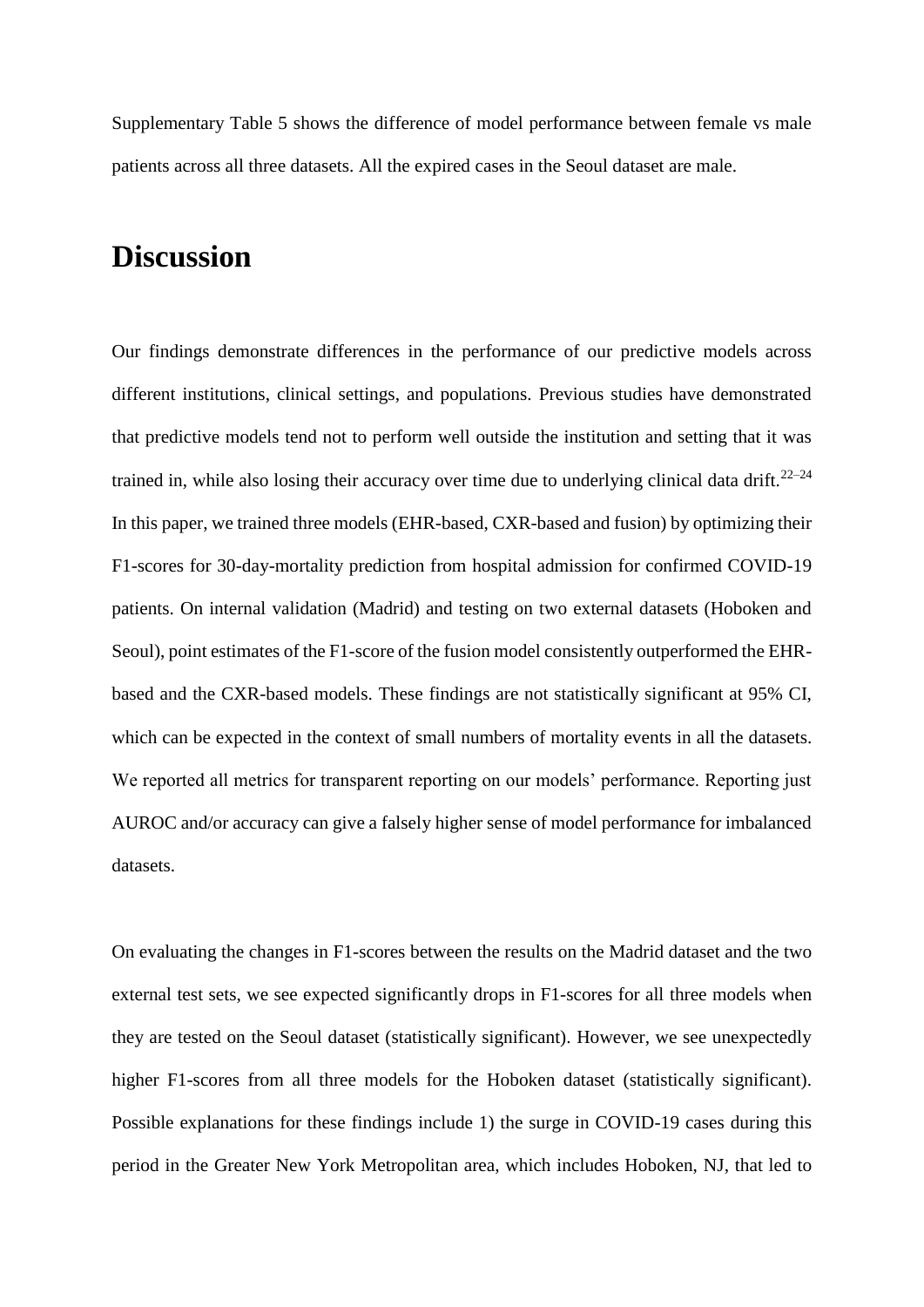Supplementary Table 5 shows the difference of model performance between female vs male patients across all three datasets. All the expired cases in the Seoul dataset are male.

# Discussion

Our findings demonstrate differences in the performance of our predictive models across different institutions, clinical settings, and populations. Previous studies have demonstrated that predictive models tend not to perform well outside the institution and setting that it was trained in, while also losing their accuracy over time due to underlying clinical data drift.[22–24] In this paper, we trained three models (EHR-based, CXR-based and fusion) by optimizing their F1-scores for 30-day-mortality prediction from hospital admission for confirmed COVID-19 patients. On internal validation (Madrid) and testing on two external datasets (Hoboken and Seoul), point estimates of the F1-score of the fusion model consistently outperformed the EHR-based and the CXR-based models. These findings are not statistically significant at 95% CI, which can be expected in the context of small numbers of mortality events in all the datasets. We reported all metrics for transparent reporting on our models' performance. Reporting just AUROC and/or accuracy can give a falsely higher sense of model performance for imbalanced datasets.

On evaluating the changes in F1-scores between the results on the Madrid dataset and the two external test sets, we see expected significantly drops in F1-scores for all three models when they are tested on the Seoul dataset (statistically significant). However, we see unexpectedly higher F1-scores from all three models for the Hoboken dataset (statistically significant). Possible explanations for these findings include 1) the surge in COVID-19 cases during this period in the Greater New York Metropolitan area, which includes Hoboken, NJ, that led to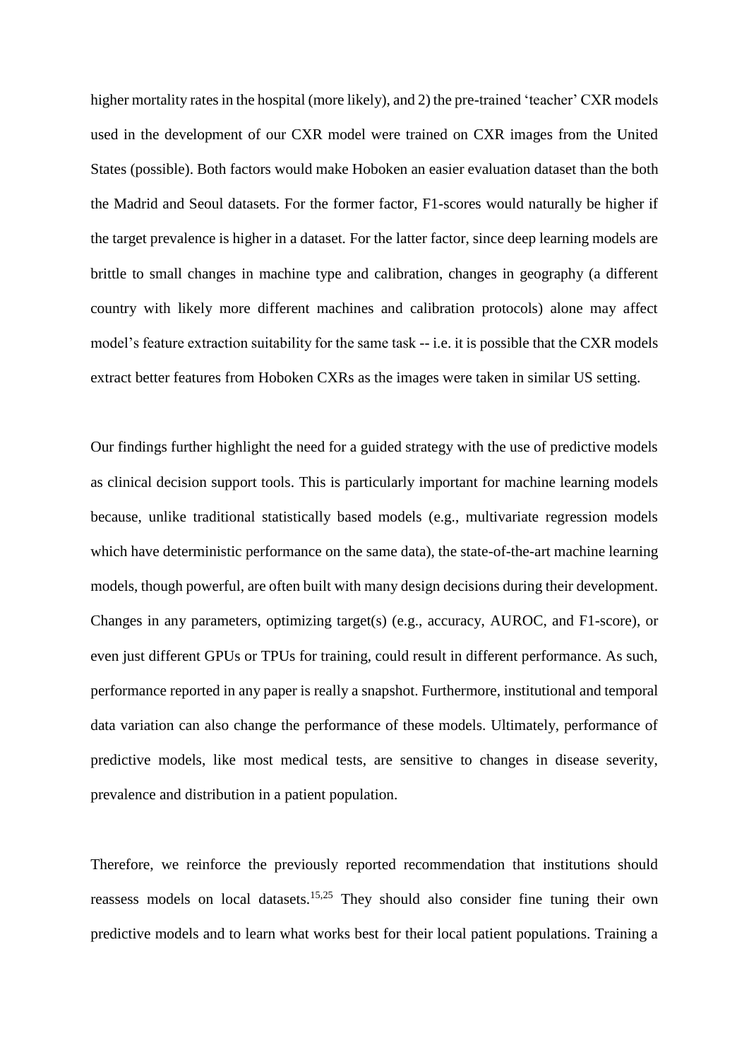higher mortality rates in the hospital (more likely), and 2) the pre-trained 'teacher' CXR models used in the development of our CXR model were trained on CXR images from the United States (possible). Both factors would make Hoboken an easier evaluation dataset than the both the Madrid and Seoul datasets. For the former factor, F1-scores would naturally be higher if the target prevalence is higher in a dataset. For the latter factor, since deep learning models are brittle to small changes in machine type and calibration, changes in geography (a different country with likely more different machines and calibration protocols) alone may affect model's feature extraction suitability for the same task -- i.e. it is possible that the CXR models extract better features from Hoboken CXRs as the images were taken in similar US setting.

Our findings further highlight the need for a guided strategy with the use of predictive models as clinical decision support tools. This is particularly important for machine learning models because, unlike traditional statistically based models (e.g., multivariate regression models which have deterministic performance on the same data), the state-of-the-art machine learning models, though powerful, are often built with many design decisions during their development. Changes in any parameters, optimizing target(s) (e.g., accuracy, AUROC, and F1-score), or even just different GPUs or TPUs for training, could result in different performance. As such, performance reported in any paper is really a snapshot. Furthermore, institutional and temporal data variation can also change the performance of these models. Ultimately, performance of predictive models, like most medical tests, are sensitive to changes in disease severity, prevalence and distribution in a patient population.

Therefore, we reinforce the previously reported recommendation that institutions should reassess models on local datasets.[15,25] They should also consider fine tuning their own predictive models and to learn what works best for their local patient populations. Training a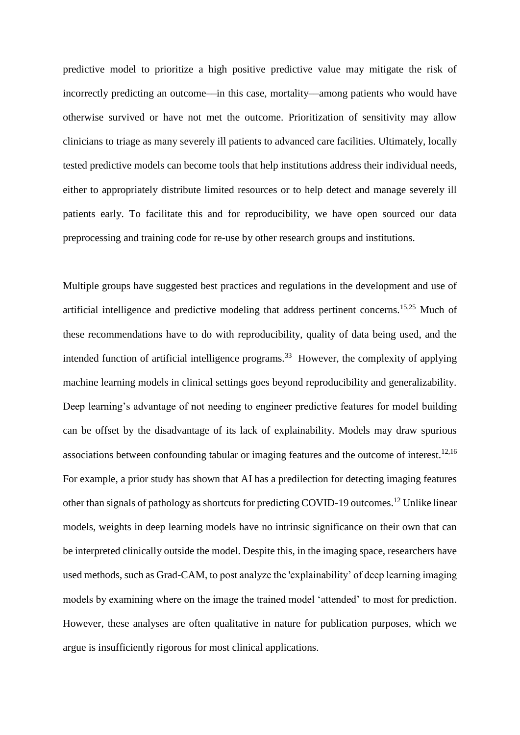predictive model to prioritize a high positive predictive value may mitigate the risk of incorrectly predicting an outcome—in this case, mortality—among patients who would have otherwise survived or have not met the outcome. Prioritization of sensitivity may allow clinicians to triage as many severely ill patients to advanced care facilities. Ultimately, locally tested predictive models can become tools that help institutions address their individual needs, either to appropriately distribute limited resources or to help detect and manage severely ill patients early. To facilitate this and for reproducibility, we have open sourced our data preprocessing and training code for re-use by other research groups and institutions.

Multiple groups have suggested best practices and regulations in the development and use of artificial intelligence and predictive modeling that address pertinent concerns.[15,25] Much of these recommendations have to do with reproducibility, quality of data being used, and the intended function of artificial intelligence programs.[33] However, the complexity of applying machine learning models in clinical settings goes beyond reproducibility and generalizability. Deep learning's advantage of not needing to engineer predictive features for model building can be offset by the disadvantage of its lack of explainability. Models may draw spurious associations between confounding tabular or imaging features and the outcome of interest.[12,16] For example, a prior study has shown that AI has a predilection for detecting imaging features other than signals of pathology as shortcuts for predicting COVID-19 outcomes.[12] Unlike linear models, weights in deep learning models have no intrinsic significance on their own that can be interpreted clinically outside the model. Despite this, in the imaging space, researchers have used methods, such as Grad-CAM, to post analyze the 'explainability' of deep learning imaging models by examining where on the image the trained model 'attended' to most for prediction. However, these analyses are often qualitative in nature for publication purposes, which we argue is insufficiently rigorous for most clinical applications.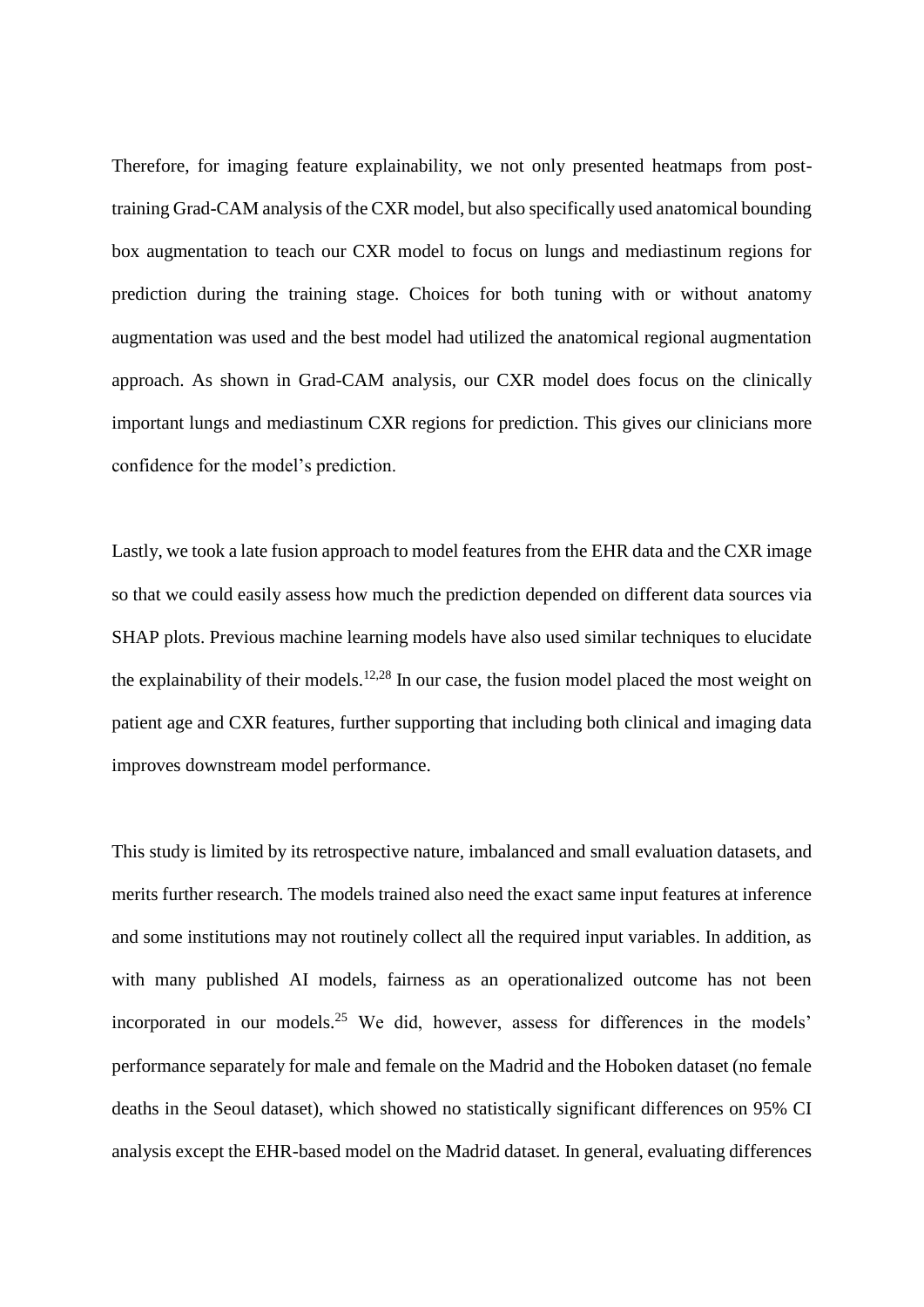Therefore, for imaging feature explainability, we not only presented heatmaps from post-training Grad-CAM analysis of the CXR model, but also specifically used anatomical bounding box augmentation to teach our CXR model to focus on lungs and mediastinum regions for prediction during the training stage. Choices for both tuning with or without anatomy augmentation was used and the best model had utilized the anatomical regional augmentation approach. As shown in Grad-CAM analysis, our CXR model does focus on the clinically important lungs and mediastinum CXR regions for prediction. This gives our clinicians more confidence for the model's prediction.

Lastly, we took a late fusion approach to model features from the EHR data and the CXR image so that we could easily assess how much the prediction depended on different data sources via SHAP plots. Previous machine learning models have also used similar techniques to elucidate the explainability of their models.[12,28] In our case, the fusion model placed the most weight on patient age and CXR features, further supporting that including both clinical and imaging data improves downstream model performance.

This study is limited by its retrospective nature, imbalanced and small evaluation datasets, and merits further research. The models trained also need the exact same input features at inference and some institutions may not routinely collect all the required input variables. In addition, as with many published AI models, fairness as an operationalized outcome has not been incorporated in our models.[25] We did, however, assess for differences in the models' performance separately for male and female on the Madrid and the Hoboken dataset (no female deaths in the Seoul dataset), which showed no statistically significant differences on 95% CI analysis except the EHR-based model on the Madrid dataset. In general, evaluating differences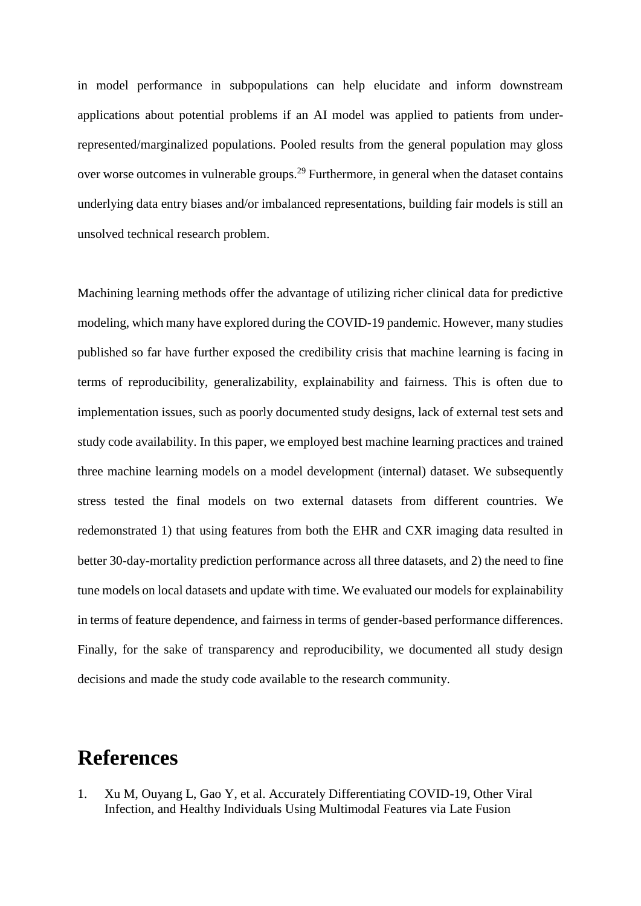in model performance in subpopulations can help elucidate and inform downstream applications about potential problems if an AI model was applied to patients from under-represented/marginalized populations. Pooled results from the general population may gloss over worse outcomes in vulnerable groups.[29] Furthermore, in general when the dataset contains underlying data entry biases and/or imbalanced representations, building fair models is still an unsolved technical research problem.

Machining learning methods offer the advantage of utilizing richer clinical data for predictive modeling, which many have explored during the COVID-19 pandemic. However, many studies published so far have further exposed the credibility crisis that machine learning is facing in terms of reproducibility, generalizability, explainability and fairness. This is often due to implementation issues, such as poorly documented study designs, lack of external test sets and study code availability. In this paper, we employed best machine learning practices and trained three machine learning models on a model development (internal) dataset. We subsequently stress tested the final models on two external datasets from different countries. We redemonstrated 1) that using features from both the EHR and CXR imaging data resulted in better 30-day-mortality prediction performance across all three datasets, and 2) the need to fine tune models on local datasets and update with time. We evaluated our models for explainability in terms of feature dependence, and fairness in terms of gender-based performance differences. Finally, for the sake of transparency and reproducibility, we documented all study design decisions and made the study code available to the research community.

# References

1. Xu M, Ouyang L, Gao Y, et al. Accurately Differentiating COVID-19, Other Viral Infection, and Healthy Individuals Using Multimodal Features via Late Fusion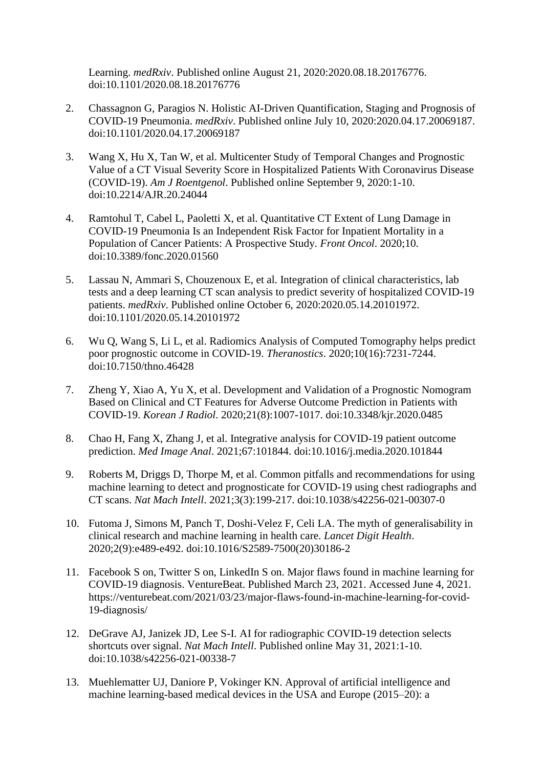Learning. *medRxiv*. Published online August 21, 2020:2020.08.18.20176776. doi:10.1101/2020.08.18.20176776

2. Chassagnon G, Paragios N. Holistic AI-Driven Quantification, Staging and Prognosis of COVID-19 Pneumonia. *medRxiv*. Published online July 10, 2020:2020.04.17.20069187. doi:10.1101/2020.04.17.20069187

3. Wang X, Hu X, Tan W, et al. Multicenter Study of Temporal Changes and Prognostic Value of a CT Visual Severity Score in Hospitalized Patients With Coronavirus Disease (COVID-19). *Am J Roentgenol*. Published online September 9, 2020:1-10. doi:10.2214/AJR.20.24044

4. Ramtohul T, Cabel L, Paoletti X, et al. Quantitative CT Extent of Lung Damage in COVID-19 Pneumonia Is an Independent Risk Factor for Inpatient Mortality in a Population of Cancer Patients: A Prospective Study. *Front Oncol*. 2020;10. doi:10.3389/fonc.2020.01560

5. Lassau N, Ammari S, Chouzenoux E, et al. Integration of clinical characteristics, lab tests and a deep learning CT scan analysis to predict severity of hospitalized COVID-19 patients. *medRxiv*. Published online October 6, 2020:2020.05.14.20101972. doi:10.1101/2020.05.14.20101972

6. Wu Q, Wang S, Li L, et al. Radiomics Analysis of Computed Tomography helps predict poor prognostic outcome in COVID-19. *Theranostics*. 2020;10(16):7231-7244. doi:10.7150/thno.46428

7. Zheng Y, Xiao A, Yu X, et al. Development and Validation of a Prognostic Nomogram Based on Clinical and CT Features for Adverse Outcome Prediction in Patients with COVID-19. *Korean J Radiol*. 2020;21(8):1007-1017. doi:10.3348/kjr.2020.0485

8. Chao H, Fang X, Zhang J, et al. Integrative analysis for COVID-19 patient outcome prediction. *Med Image Anal*. 2021;67:101844. doi:10.1016/j.media.2020.101844

9. Roberts M, Driggs D, Thorpe M, et al. Common pitfalls and recommendations for using machine learning to detect and prognosticate for COVID-19 using chest radiographs and CT scans. *Nat Mach Intell*. 2021;3(3):199-217. doi:10.1038/s42256-021-00307-0

10. Futoma J, Simons M, Panch T, Doshi-Velez F, Celi LA. The myth of generalisability in clinical research and machine learning in health care. *Lancet Digit Health*. 2020;2(9):e489-e492. doi:10.1016/S2589-7500(20)30186-2

11. Facebook S on, Twitter S on, LinkedIn S on. Major flaws found in machine learning for COVID-19 diagnosis. VentureBeat. Published March 23, 2021. Accessed June 4, 2021. https://venturebeat.com/2021/03/23/major-flaws-found-in-machine-learning-for-covid-19-diagnosis/

12. DeGrave AJ, Janizek JD, Lee S-I. AI for radiographic COVID-19 detection selects shortcuts over signal. *Nat Mach Intell*. Published online May 31, 2021:1-10. doi:10.1038/s42256-021-00338-7

13. Muehlematter UJ, Daniore P, Vokinger KN. Approval of artificial intelligence and machine learning-based medical devices in the USA and Europe (2015–20): a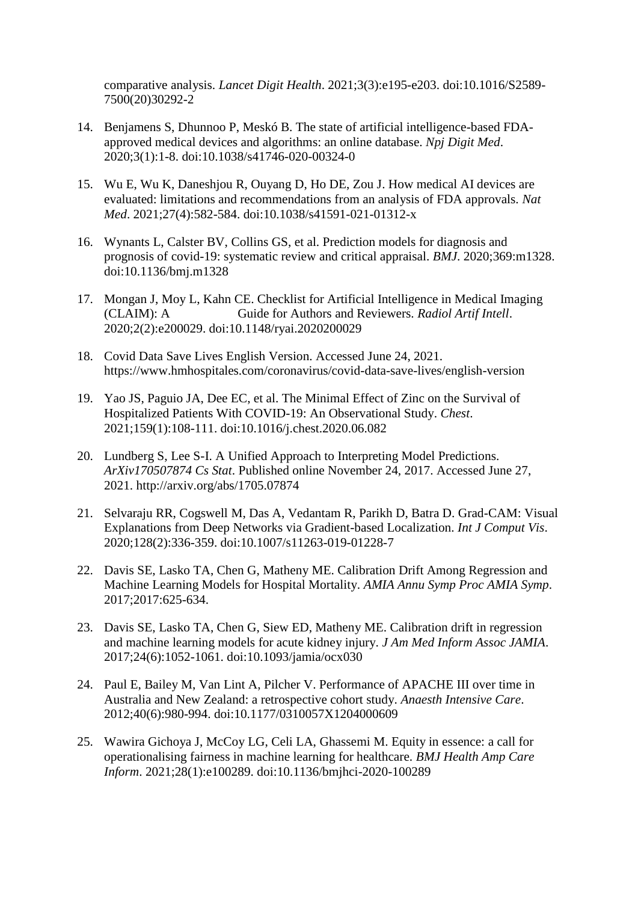comparative analysis. *Lancet Digit Health*. 2021;3(3):e195-e203. doi:10.1016/S2589-7500(20)30292-2

14. Benjamens S, Dhunnoo P, Meskó B. The state of artificial intelligence-based FDA-approved medical devices and algorithms: an online database. *Npj Digit Med*. 2020;3(1):1-8. doi:10.1038/s41746-020-00324-0

15. Wu E, Wu K, Daneshjou R, Ouyang D, Ho DE, Zou J. How medical AI devices are evaluated: limitations and recommendations from an analysis of FDA approvals. *Nat Med*. 2021;27(4):582-584. doi:10.1038/s41591-021-01312-x

16. Wynants L, Calster BV, Collins GS, et al. Prediction models for diagnosis and prognosis of covid-19: systematic review and critical appraisal. *BMJ*. 2020;369:m1328. doi:10.1136/bmj.m1328

17. Mongan J, Moy L, Kahn CE. Checklist for Artificial Intelligence in Medical Imaging (CLAIM): A Guide for Authors and Reviewers. *Radiol Artif Intell*. 2020;2(2):e200029. doi:10.1148/ryai.2020200029

18. Covid Data Save Lives English Version. Accessed June 24, 2021. https://www.hmhospitales.com/coronavirus/covid-data-save-lives/english-version

19. Yao JS, Paguio JA, Dee EC, et al. The Minimal Effect of Zinc on the Survival of Hospitalized Patients With COVID-19: An Observational Study. *Chest*. 2021;159(1):108-111. doi:10.1016/j.chest.2020.06.082

20. Lundberg S, Lee S-I. A Unified Approach to Interpreting Model Predictions. *ArXiv170507874 Cs Stat*. Published online November 24, 2017. Accessed June 27, 2021. http://arxiv.org/abs/1705.07874

21. Selvaraju RR, Cogswell M, Das A, Vedantam R, Parikh D, Batra D. Grad-CAM: Visual Explanations from Deep Networks via Gradient-based Localization. *Int J Comput Vis*. 2020;128(2):336-359. doi:10.1007/s11263-019-01228-7

22. Davis SE, Lasko TA, Chen G, Matheny ME. Calibration Drift Among Regression and Machine Learning Models for Hospital Mortality. *AMIA Annu Symp Proc AMIA Symp*. 2017;2017:625-634.

23. Davis SE, Lasko TA, Chen G, Siew ED, Matheny ME. Calibration drift in regression and machine learning models for acute kidney injury. *J Am Med Inform Assoc JAMIA*. 2017;24(6):1052-1061. doi:10.1093/jamia/ocx030

24. Paul E, Bailey M, Van Lint A, Pilcher V. Performance of APACHE III over time in Australia and New Zealand: a retrospective cohort study. *Anaesth Intensive Care*. 2012;40(6):980-994. doi:10.1177/0310057X1204000609

25. Wawira Gichoya J, McCoy LG, Celi LA, Ghassemi M. Equity in essence: a call for operationalising fairness in machine learning for healthcare. *BMJ Health Amp Care Inform*. 2021;28(1):e100289. doi:10.1136/bmjhci-2020-100289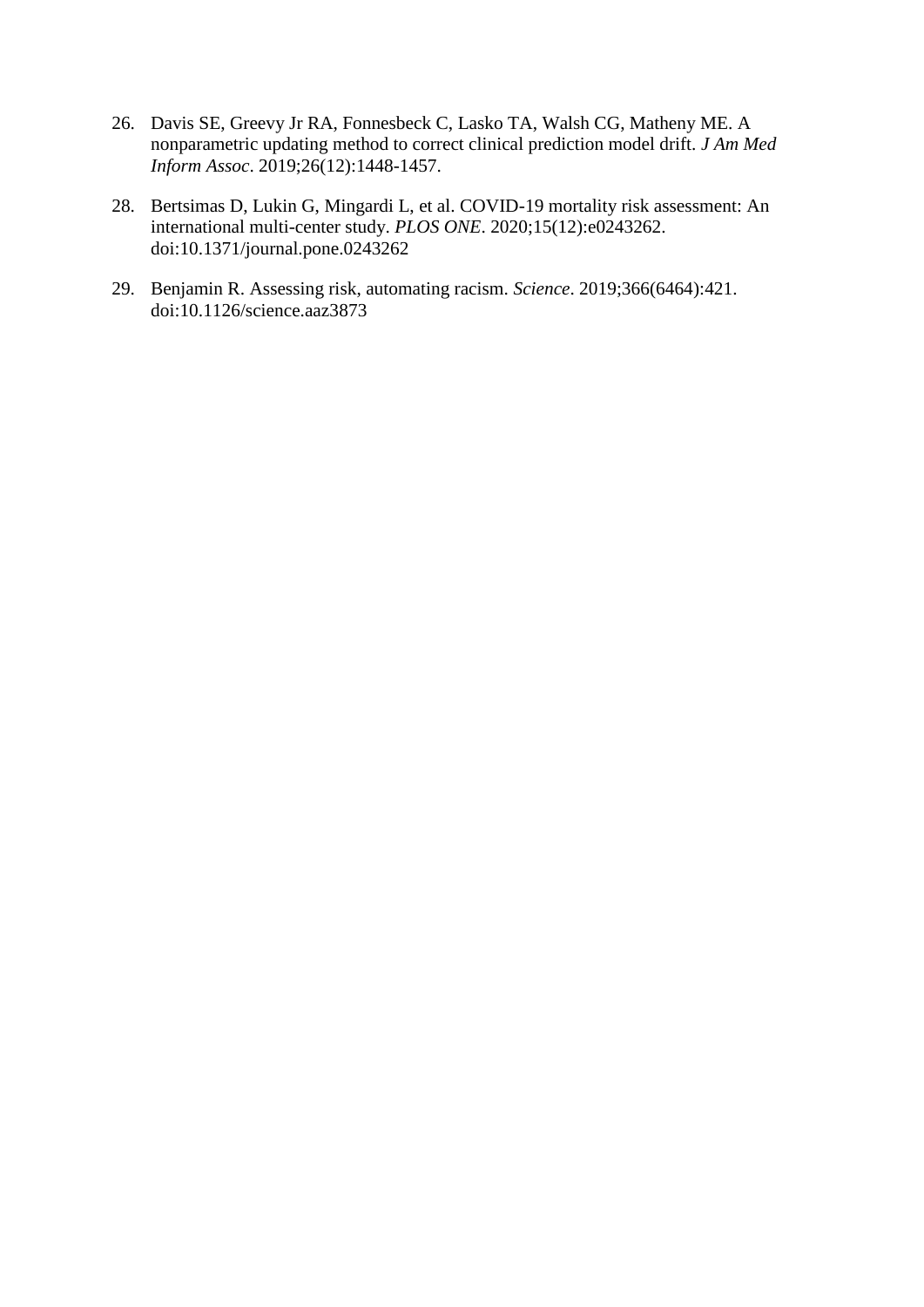26. Davis SE, Greevy Jr RA, Fonnesbeck C, Lasko TA, Walsh CG, Matheny ME. A nonparametric updating method to correct clinical prediction model drift. *J Am Med Inform Assoc*. 2019;26(12):1448-1457.

28. Bertsimas D, Lukin G, Mingardi L, et al. COVID-19 mortality risk assessment: An international multi-center study. *PLOS ONE*. 2020;15(12):e0243262. doi:10.1371/journal.pone.0243262

29. Benjamin R. Assessing risk, automating racism. *Science*. 2019;366(6464):421. doi:10.1126/science.aaz3873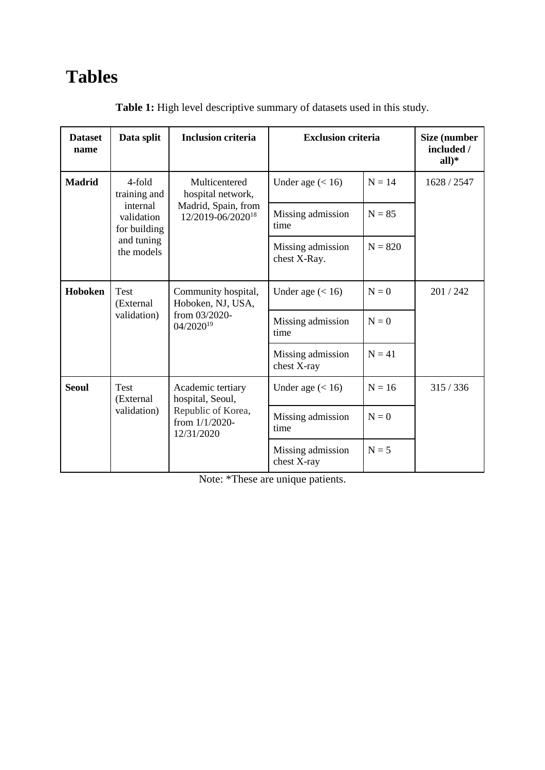# Tables

**Table 1:** High level descriptive summary of datasets used in this study.

| Dataset name | Data split | Inclusion criteria | Exclusion criteria | | Size (number included / all)* |
|---|---|---|---|---|---|
| **Madrid** | 4-fold training and internal validation for building and tuning the models | Multicentered hospital network, Madrid, Spain, from 12/2019-06/2020[18] | Under age (< 16) | N = 14 | 1628 / 2547 |
| | | | Missing admission time | N = 85 | |
| | | | Missing admission chest X-Ray. | N = 820 | |
| **Hoboken** | Test (External validation) | Community hospital, Hoboken, NJ, USA, from 03/2020-04/2020[19] | Under age (< 16) | N = 0 | 201 / 242 |
| | | | Missing admission time | N = 0 | |
| | | | Missing admission chest X-ray | N = 41 | |
| **Seoul** | Test (External validation) | Academic tertiary hospital, Seoul, Republic of Korea, from 1/1/2020-12/31/2020 | Under age (< 16) | N = 16 | 315 / 336 |
| | | | Missing admission time | N = 0 | |
| | | | Missing admission chest X-ray | N = 5 | |

Note: *These are unique patients.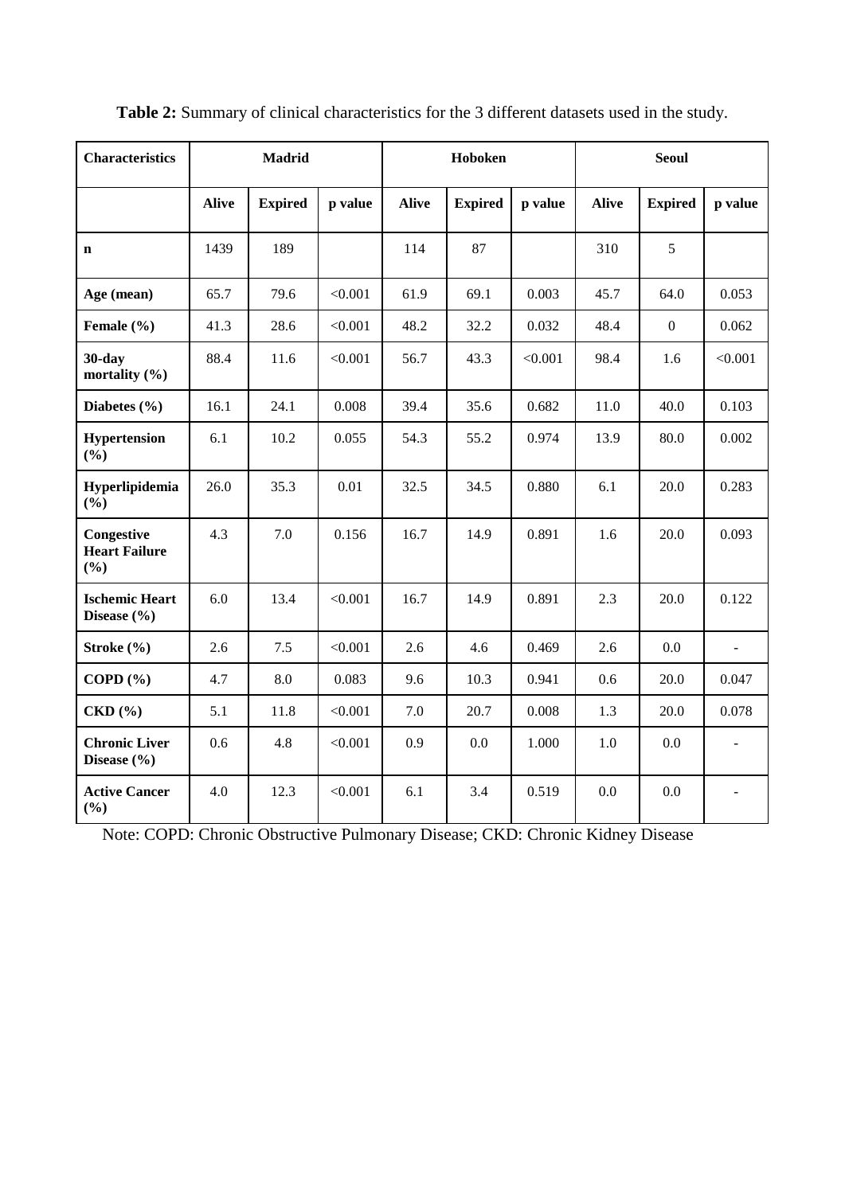**Table 2:** Summary of clinical characteristics for the 3 different datasets used in the study.

| Characteristics | Madrid | | | Hoboken | | | Seoul | | |
|---|---|---|---|---|---|---|---|---|---|
| | **Alive** | **Expired** | **p value** | **Alive** | **Expired** | **p value** | **Alive** | **Expired** | **p value** |
| **n** | 1439 | 189 | | 114 | 87 | | 310 | 5 | |
| **Age (mean)** | 65.7 | 79.6 | <0.001 | 61.9 | 69.1 | 0.003 | 45.7 | 64.0 | 0.053 |
| **Female (%)** | 41.3 | 28.6 | <0.001 | 48.2 | 32.2 | 0.032 | 48.4 | 0 | 0.062 |
| **30-day mortality (%)** | 88.4 | 11.6 | <0.001 | 56.7 | 43.3 | <0.001 | 98.4 | 1.6 | <0.001 |
| **Diabetes (%)** | 16.1 | 24.1 | 0.008 | 39.4 | 35.6 | 0.682 | 11.0 | 40.0 | 0.103 |
| **Hypertension (%)** | 6.1 | 10.2 | 0.055 | 54.3 | 55.2 | 0.974 | 13.9 | 80.0 | 0.002 |
| **Hyperlipidemia (%)** | 26.0 | 35.3 | 0.01 | 32.5 | 34.5 | 0.880 | 6.1 | 20.0 | 0.283 |
| **Congestive Heart Failure (%)** | 4.3 | 7.0 | 0.156 | 16.7 | 14.9 | 0.891 | 1.6 | 20.0 | 0.093 |
| **Ischemic Heart Disease (%)** | 6.0 | 13.4 | <0.001 | 16.7 | 14.9 | 0.891 | 2.3 | 20.0 | 0.122 |
| **Stroke (%)** | 2.6 | 7.5 | <0.001 | 2.6 | 4.6 | 0.469 | 2.6 | 0.0 | - |
| **COPD (%)** | 4.7 | 8.0 | 0.083 | 9.6 | 10.3 | 0.941 | 0.6 | 20.0 | 0.047 |
| **CKD (%)** | 5.1 | 11.8 | <0.001 | 7.0 | 20.7 | 0.008 | 1.3 | 20.0 | 0.078 |
| **Chronic Liver Disease (%)** | 0.6 | 4.8 | <0.001 | 0.9 | 0.0 | 1.000 | 1.0 | 0.0 | - |
| **Active Cancer (%)** | 4.0 | 12.3 | <0.001 | 6.1 | 3.4 | 0.519 | 0.0 | 0.0 | - |

Note: COPD: Chronic Obstructive Pulmonary Disease; CKD: Chronic Kidney Disease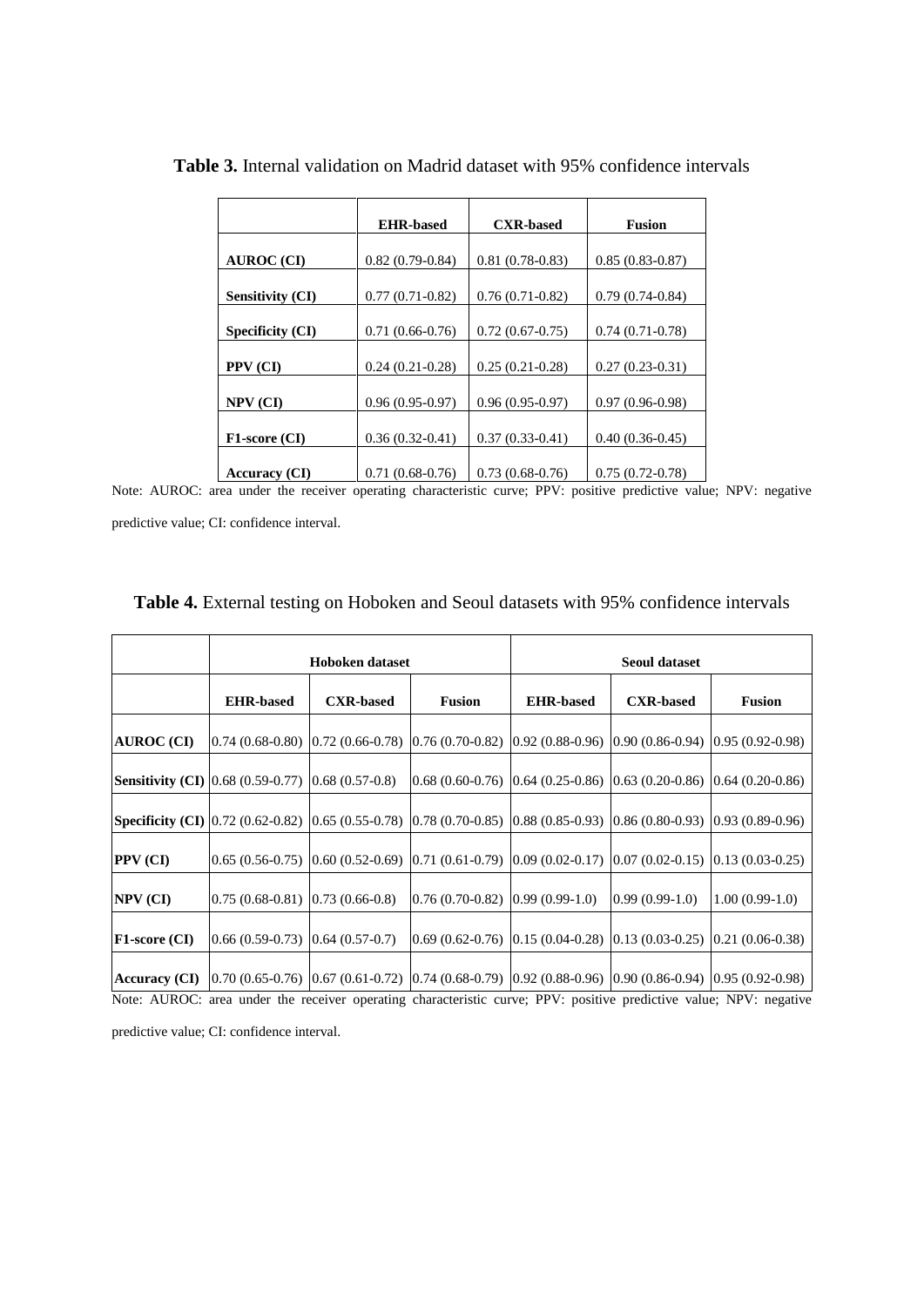**Table 3.** Internal validation on Madrid dataset with 95% confidence intervals

| | EHR-based | CXR-based | Fusion |
|---|---|---|---|
| **AUROC (CI)** | 0.82 (0.79-0.84) | 0.81 (0.78-0.83) | 0.85 (0.83-0.87) |
| **Sensitivity (CI)** | 0.77 (0.71-0.82) | 0.76 (0.71-0.82) | 0.79 (0.74-0.84) |
| **Specificity (CI)** | 0.71 (0.66-0.76) | 0.72 (0.67-0.75) | 0.74 (0.71-0.78) |
| **PPV (CI)** | 0.24 (0.21-0.28) | 0.25 (0.21-0.28) | 0.27 (0.23-0.31) |
| **NPV (CI)** | 0.96 (0.95-0.97) | 0.96 (0.95-0.97) | 0.97 (0.96-0.98) |
| **F1-score (CI)** | 0.36 (0.32-0.41) | 0.37 (0.33-0.41) | 0.40 (0.36-0.45) |
| **Accuracy (CI)** | 0.71 (0.68-0.76) | 0.73 (0.68-0.76) | 0.75 (0.72-0.78) |

Note: AUROC: area under the receiver operating characteristic curve; PPV: positive predictive value; NPV: negative predictive value; CI: confidence interval.

**Table 4.** External testing on Hoboken and Seoul datasets with 95% confidence intervals

| | Hoboken dataset | | | Seoul dataset | | |
|---|---|---|---|---|---|---|
| | **EHR-based** | **CXR-based** | **Fusion** | **EHR-based** | **CXR-based** | **Fusion** |
| **AUROC (CI)** | 0.74 (0.68-0.80) | 0.72 (0.66-0.78) | 0.76 (0.70-0.82) | 0.92 (0.88-0.96) | 0.90 (0.86-0.94) | 0.95 (0.92-0.98) |
| **Sensitivity (CI)** | 0.68 (0.59-0.77) | 0.68 (0.57-0.8) | 0.68 (0.60-0.76) | 0.64 (0.25-0.86) | 0.63 (0.20-0.86) | 0.64 (0.20-0.86) |
| **Specificity (CI)** | 0.72 (0.62-0.82) | 0.65 (0.55-0.78) | 0.78 (0.70-0.85) | 0.88 (0.85-0.93) | 0.86 (0.80-0.93) | 0.93 (0.89-0.96) |
| **PPV (CI)** | 0.65 (0.56-0.75) | 0.60 (0.52-0.69) | 0.71 (0.61-0.79) | 0.09 (0.02-0.17) | 0.07 (0.02-0.15) | 0.13 (0.03-0.25) |
| **NPV (CI)** | 0.75 (0.68-0.81) | 0.73 (0.66-0.8) | 0.76 (0.70-0.82) | 0.99 (0.99-1.0) | 0.99 (0.99-1.0) | 1.00 (0.99-1.0) |
| **F1-score (CI)** | 0.66 (0.59-0.73) | 0.64 (0.57-0.7) | 0.69 (0.62-0.76) | 0.15 (0.04-0.28) | 0.13 (0.03-0.25) | 0.21 (0.06-0.38) |
| **Accuracy (CI)** | 0.70 (0.65-0.76) | 0.67 (0.61-0.72) | 0.74 (0.68-0.79) | 0.92 (0.88-0.96) | 0.90 (0.86-0.94) | 0.95 (0.92-0.98) |

Note: AUROC: area under the receiver operating characteristic curve; PPV: positive predictive value; NPV: negative predictive value; CI: confidence interval.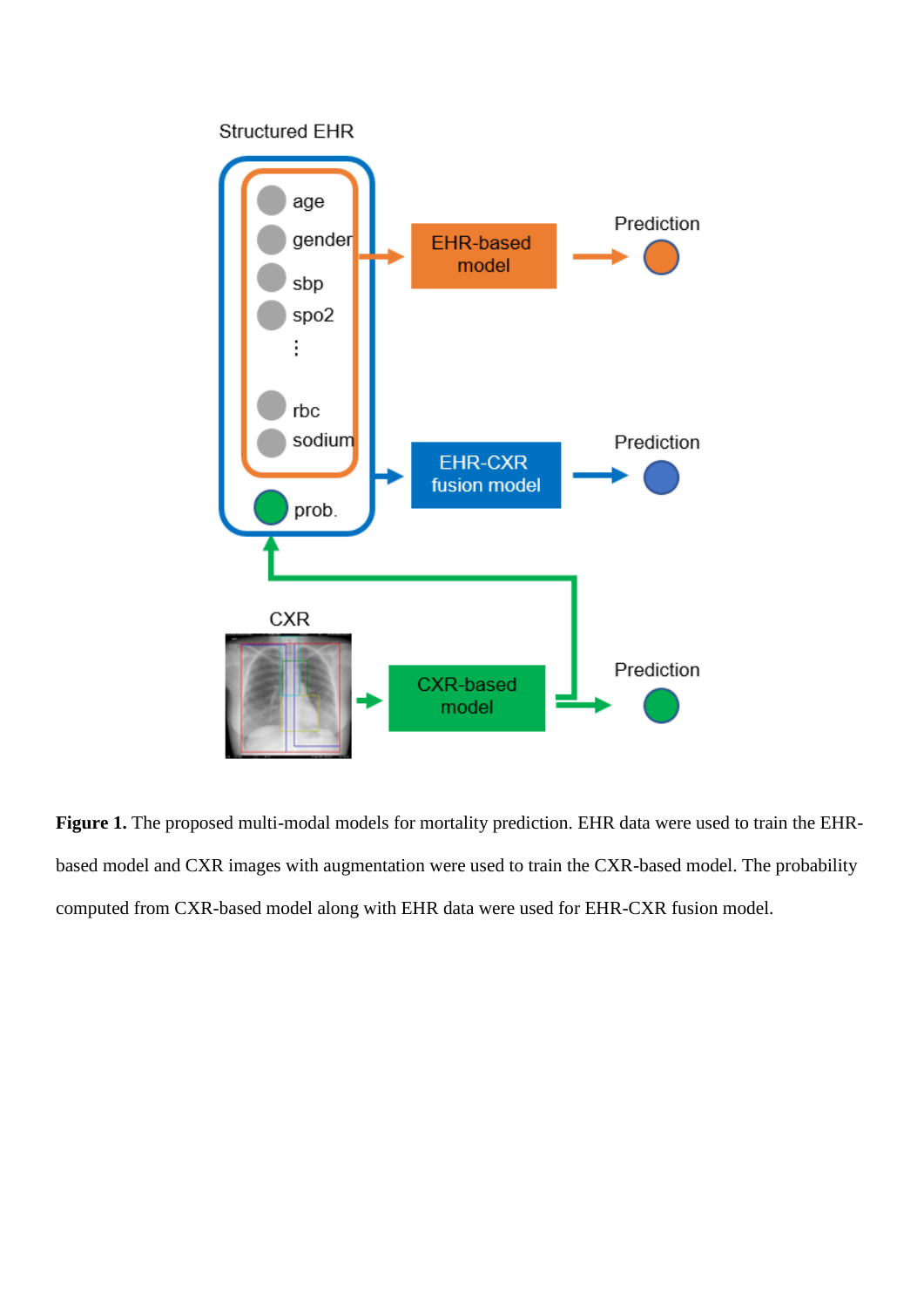**Figure 1.** The proposed multi-modal models for mortality prediction. EHR data were used to train the EHR-based model and CXR images with augmentation were used to train the CXR-based model. The probability computed from CXR-based model along with EHR data were used for EHR-CXR fusion model.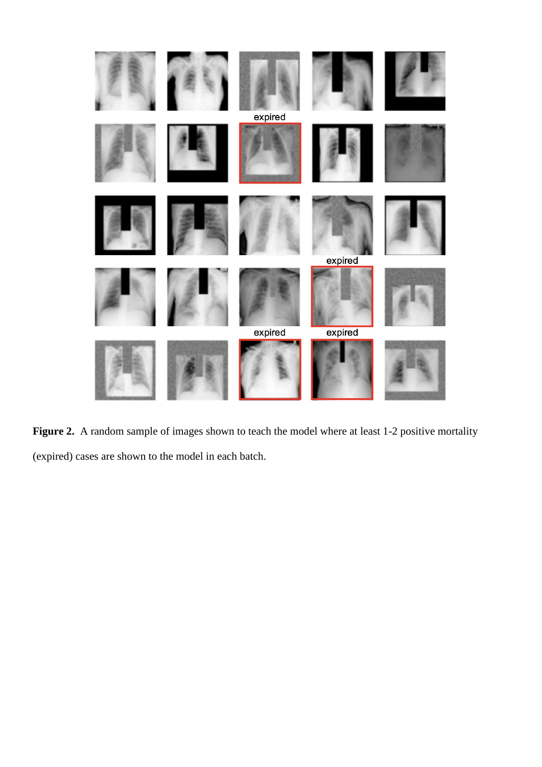**Figure 2.** A random sample of images shown to teach the model where at least 1-2 positive mortality (expired) cases are shown to the model in each batch.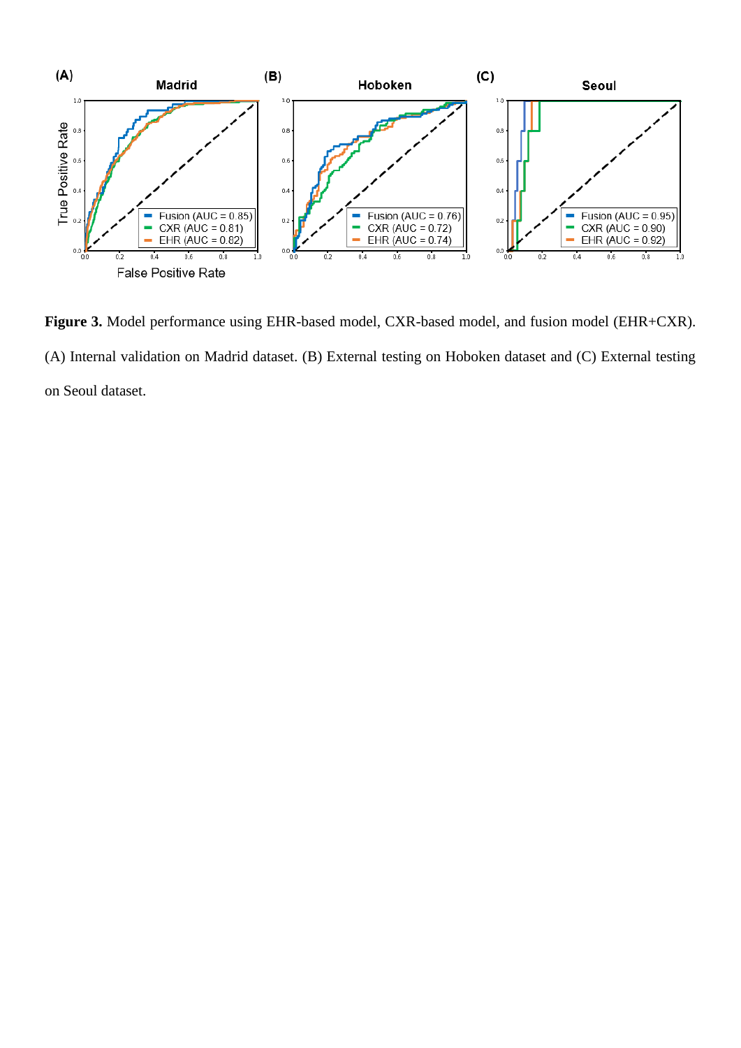**Figure 3.** Model performance using EHR-based model, CXR-based model, and fusion model (EHR+CXR). (A) Internal validation on Madrid dataset. (B) External testing on Hoboken dataset and (C) External testing on Seoul dataset.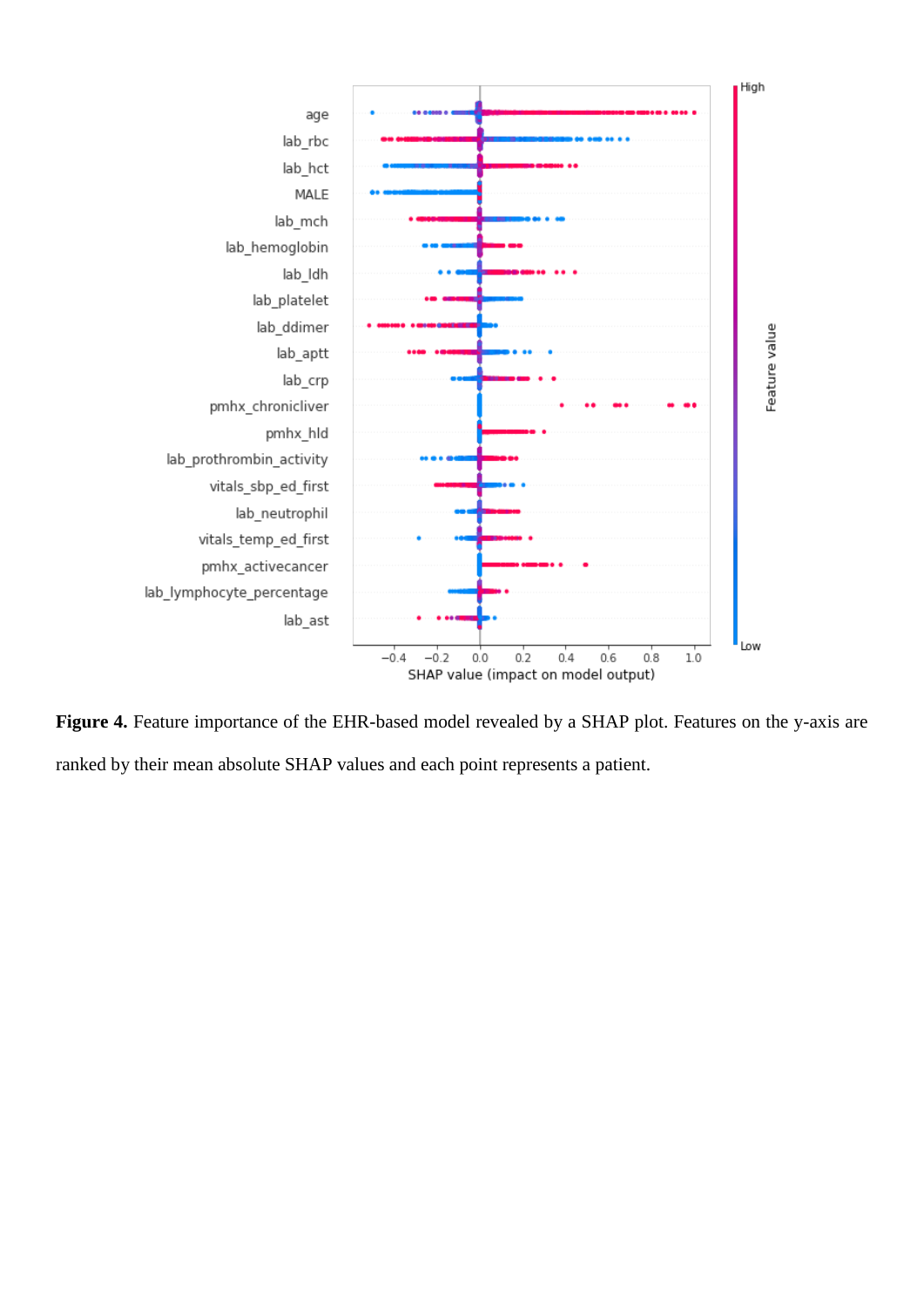**Figure 4.** Feature importance of the EHR-based model revealed by a SHAP plot. Features on the y-axis are ranked by their mean absolute SHAP values and each point represents a patient.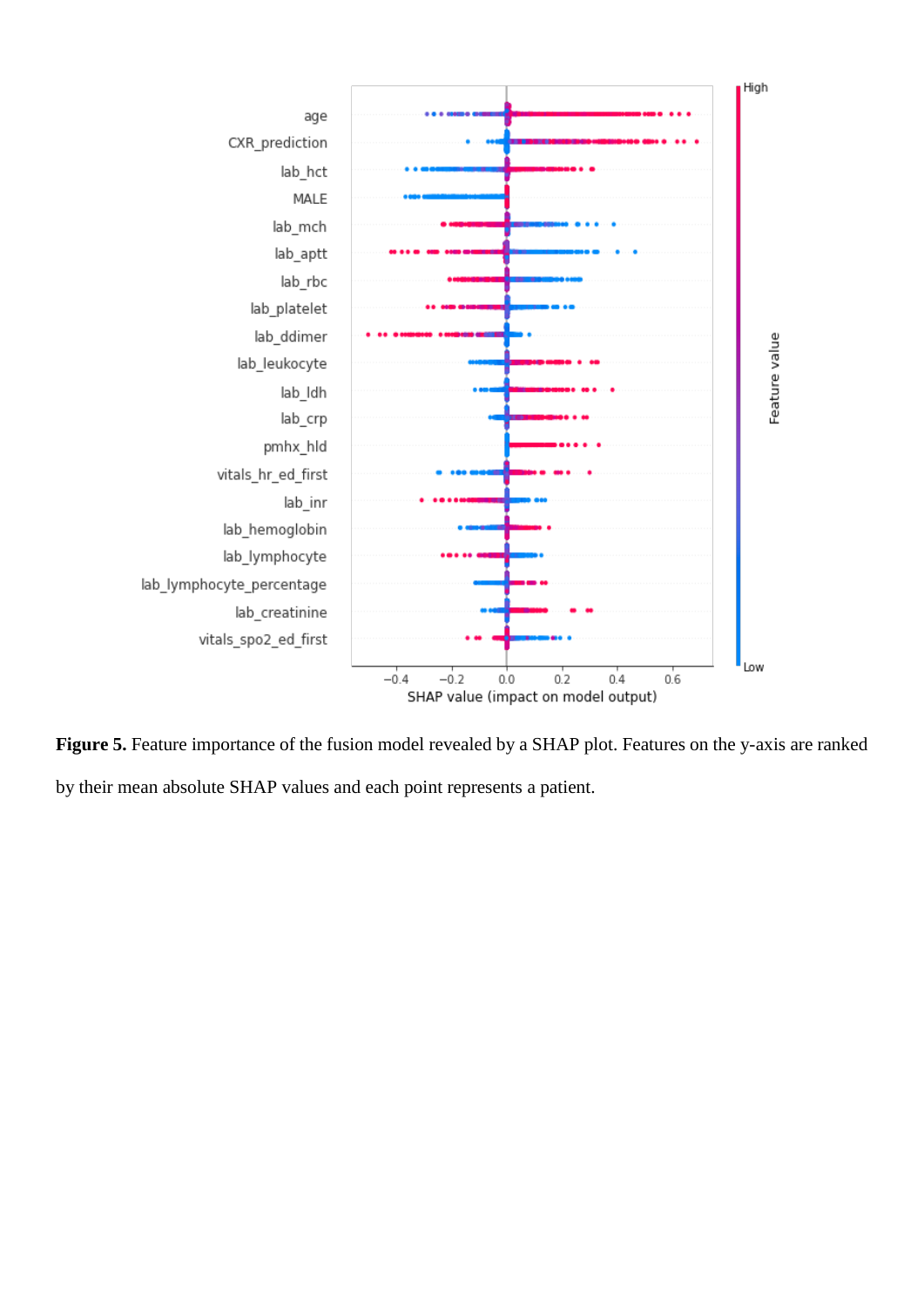**Figure 5.** Feature importance of the fusion model revealed by a SHAP plot. Features on the y-axis are ranked by their mean absolute SHAP values and each point represents a patient.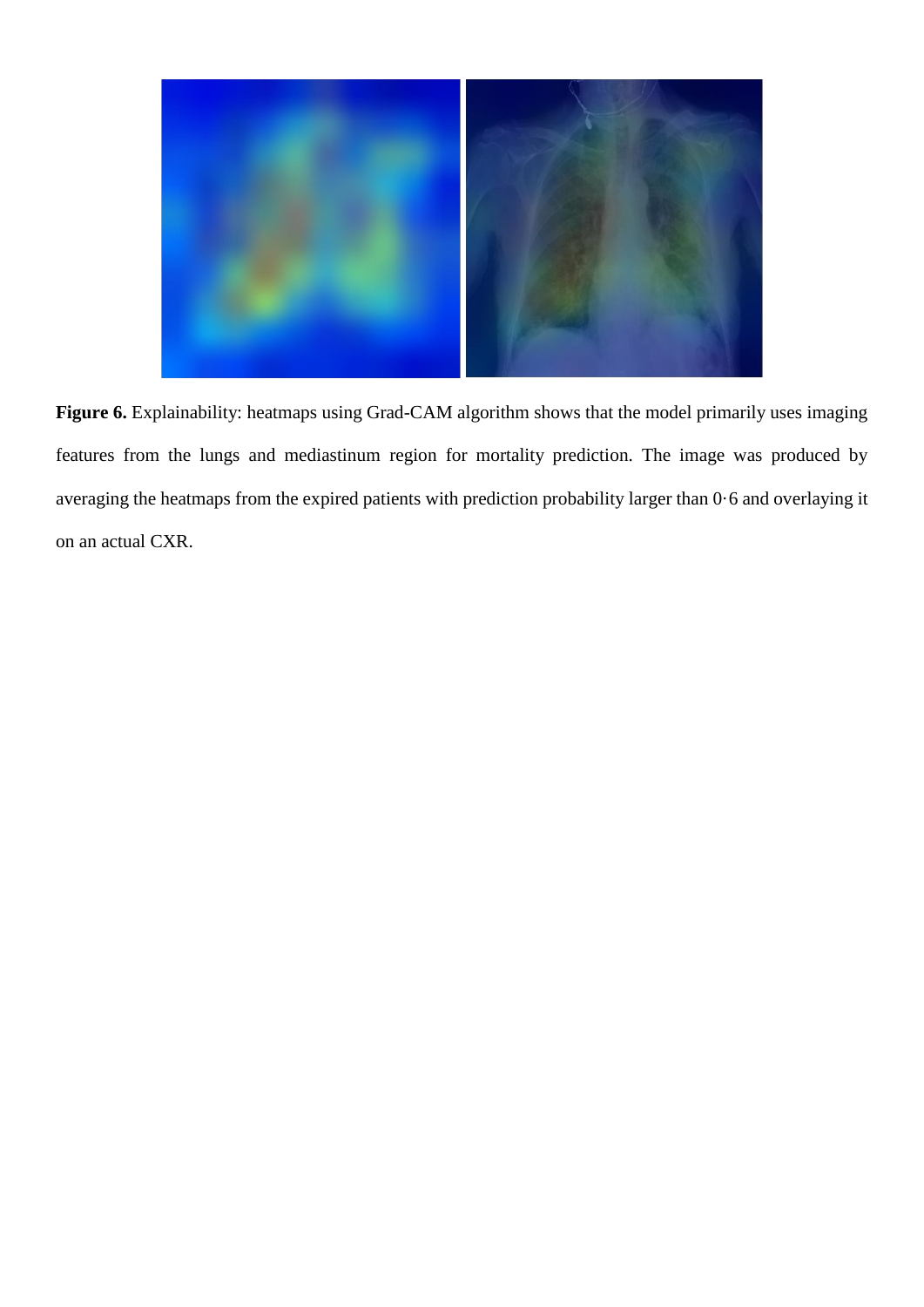**Figure 6.** Explainability: heatmaps using Grad-CAM algorithm shows that the model primarily uses imaging features from the lungs and mediastinum region for mortality prediction. The image was produced by averaging the heatmaps from the expired patients with prediction probability larger than 0·6 and overlaying it on an actual CXR.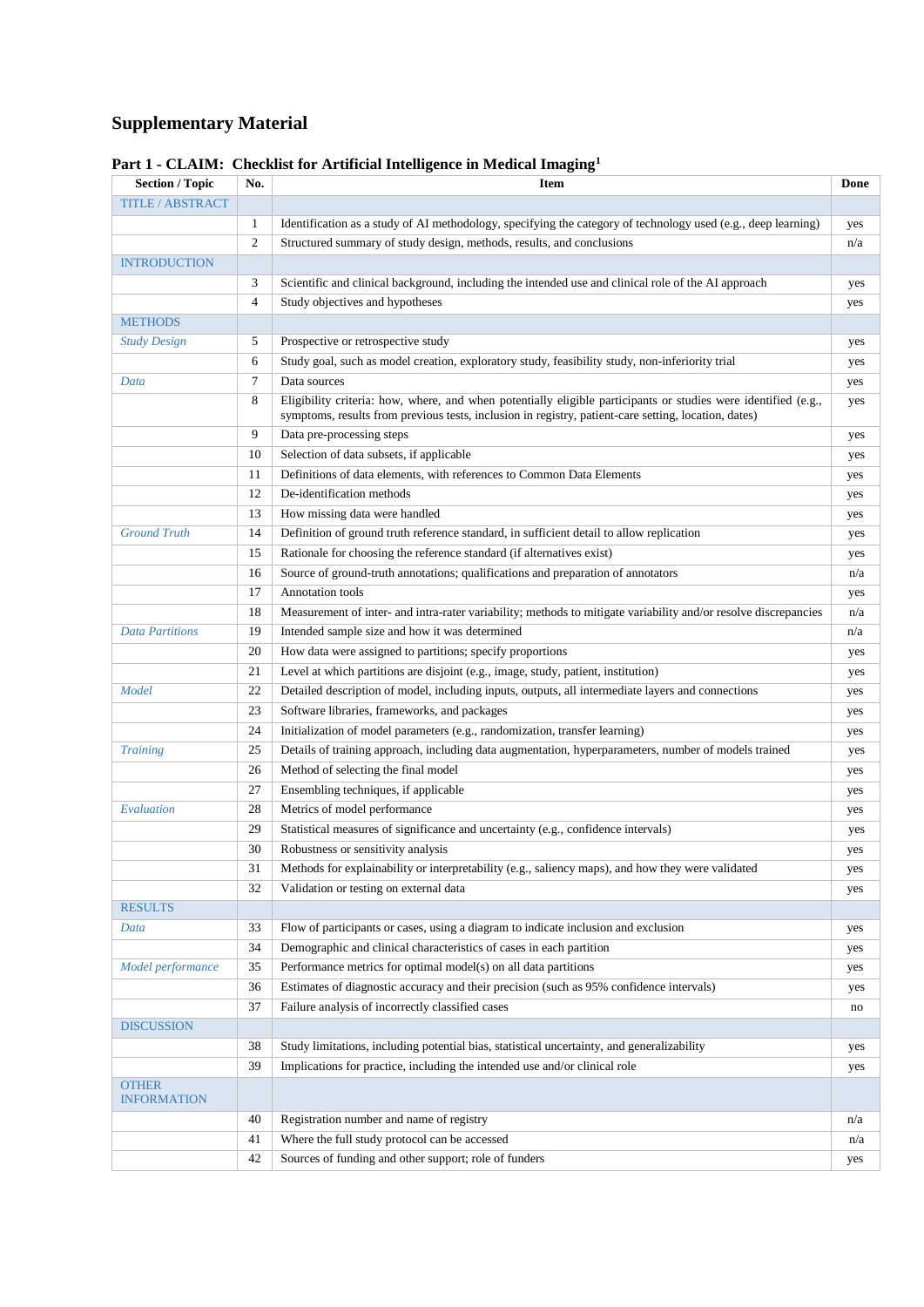# Supplementary Material

## Part 1 - CLAIM: Checklist for Artificial Intelligence in Medical Imaging[1]

| Section / Topic | No. | Item | Done |
|---|---|---|---|
| TITLE / ABSTRACT | | | |
| | 1 | Identification as a study of AI methodology, specifying the category of technology used (e.g., deep learning) | yes |
| | 2 | Structured summary of study design, methods, results, and conclusions | n/a |
| INTRODUCTION | | | |
| | 3 | Scientific and clinical background, including the intended use and clinical role of the AI approach | yes |
| | 4 | Study objectives and hypotheses | yes |
| METHODS | | | |
| *Study Design* | 5 | Prospective or retrospective study | yes |
| | 6 | Study goal, such as model creation, exploratory study, feasibility study, non-inferiority trial | yes |
| *Data* | 7 | Data sources | yes |
| | 8 | Eligibility criteria: how, where, and when potentially eligible participants or studies were identified (e.g., symptoms, results from previous tests, inclusion in registry, patient-care setting, location, dates) | yes |
| | 9 | Data pre-processing steps | yes |
| | 10 | Selection of data subsets, if applicable | yes |
| | 11 | Definitions of data elements, with references to Common Data Elements | yes |
| | 12 | De-identification methods | yes |
| | 13 | How missing data were handled | yes |
| *Ground Truth* | 14 | Definition of ground truth reference standard, in sufficient detail to allow replication | yes |
| | 15 | Rationale for choosing the reference standard (if alternatives exist) | yes |
| | 16 | Source of ground-truth annotations; qualifications and preparation of annotators | n/a |
| | 17 | Annotation tools | yes |
| | 18 | Measurement of inter- and intra-rater variability; methods to mitigate variability and/or resolve discrepancies | n/a |
| *Data Partitions* | 19 | Intended sample size and how it was determined | n/a |
| | 20 | How data were assigned to partitions; specify proportions | yes |
| | 21 | Level at which partitions are disjoint (e.g., image, study, patient, institution) | yes |
| *Model* | 22 | Detailed description of model, including inputs, outputs, all intermediate layers and connections | yes |
| | 23 | Software libraries, frameworks, and packages | yes |
| | 24 | Initialization of model parameters (e.g., randomization, transfer learning) | yes |
| *Training* | 25 | Details of training approach, including data augmentation, hyperparameters, number of models trained | yes |
| | 26 | Method of selecting the final model | yes |
| | 27 | Ensembling techniques, if applicable | yes |
| *Evaluation* | 28 | Metrics of model performance | yes |
| | 29 | Statistical measures of significance and uncertainty (e.g., confidence intervals) | yes |
| | 30 | Robustness or sensitivity analysis | yes |
| | 31 | Methods for explainability or interpretability (e.g., saliency maps), and how they were validated | yes |
| | 32 | Validation or testing on external data | yes |
| RESULTS | | | |
| *Data* | 33 | Flow of participants or cases, using a diagram to indicate inclusion and exclusion | yes |
| | 34 | Demographic and clinical characteristics of cases in each partition | yes |
| *Model performance* | 35 | Performance metrics for optimal model(s) on all data partitions | yes |
| | 36 | Estimates of diagnostic accuracy and their precision (such as 95% confidence intervals) | yes |
| | 37 | Failure analysis of incorrectly classified cases | no |
| DISCUSSION | | | |
| | 38 | Study limitations, including potential bias, statistical uncertainty, and generalizability | yes |
| | 39 | Implications for practice, including the intended use and/or clinical role | yes |
| OTHER INFORMATION | | | |
| | 40 | Registration number and name of registry | n/a |
| | 41 | Where the full study protocol can be accessed | n/a |
| | 42 | Sources of funding and other support; role of funders | yes |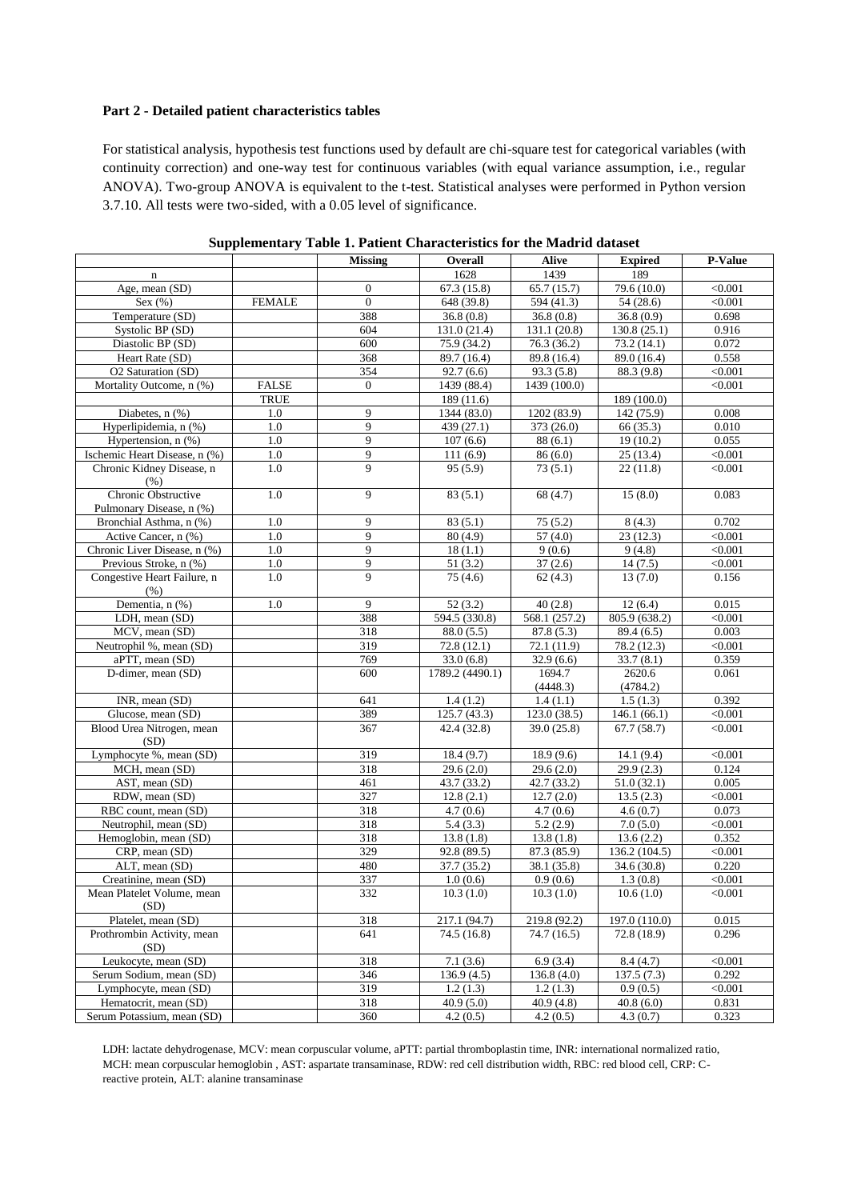**Part 2 - Detailed patient characteristics tables**

For statistical analysis, hypothesis test functions used by default are chi-square test for categorical variables (with continuity correction) and one-way test for continuous variables (with equal variance assumption, i.e., regular ANOVA). Two-group ANOVA is equivalent to the t-test. Statistical analyses were performed in Python version 3.7.10. All tests were two-sided, with a 0.05 level of significance.

**Supplementary Table 1. Patient Characteristics for the Madrid dataset**

| | | Missing | Overall | Alive | Expired | P-Value |
|---|---|---|---|---|---|---|
| n | | | 1628 | 1439 | 189 | |
| Age, mean (SD) | | 0 | 67.3 (15.8) | 65.7 (15.7) | 79.6 (10.0) | <0.001 |
| Sex (%) | FEMALE | 0 | 648 (39.8) | 594 (41.3) | 54 (28.6) | <0.001 |
| Temperature (SD) | | 388 | 36.8 (0.8) | 36.8 (0.8) | 36.8 (0.9) | 0.698 |
| Systolic BP (SD) | | 604 | 131.0 (21.4) | 131.1 (20.8) | 130.8 (25.1) | 0.916 |
| Diastolic BP (SD) | | 600 | 75.9 (34.2) | 76.3 (36.2) | 73.2 (14.1) | 0.072 |
| Heart Rate (SD) | | 368 | 89.7 (16.4) | 89.8 (16.4) | 89.0 (16.4) | 0.558 |
| O2 Saturation (SD) | | 354 | 92.7 (6.6) | 93.3 (5.8) | 88.3 (9.8) | <0.001 |
| Mortality Outcome, n (%) | FALSE | 0 | 1439 (88.4) | 1439 (100.0) | | <0.001 |
| | TRUE | | 189 (11.6) | | 189 (100.0) | |
| Diabetes, n (%) | 1.0 | 9 | 1344 (83.0) | 1202 (83.9) | 142 (75.9) | 0.008 |
| Hyperlipidemia, n (%) | 1.0 | 9 | 439 (27.1) | 373 (26.0) | 66 (35.3) | 0.010 |
| Hypertension, n (%) | 1.0 | 9 | 107 (6.6) | 88 (6.1) | 19 (10.2) | 0.055 |
| Ischemic Heart Disease, n (%) | 1.0 | 9 | 111 (6.9) | 86 (6.0) | 25 (13.4) | <0.001 |
| Chronic Kidney Disease, n (%) | 1.0 | 9 | 95 (5.9) | 73 (5.1) | 22 (11.8) | <0.001 |
| Chronic Obstructive Pulmonary Disease, n (%) | 1.0 | 9 | 83 (5.1) | 68 (4.7) | 15 (8.0) | 0.083 |
| Bronchial Asthma, n (%) | 1.0 | 9 | 83 (5.1) | 75 (5.2) | 8 (4.3) | 0.702 |
| Active Cancer, n (%) | 1.0 | 9 | 80 (4.9) | 57 (4.0) | 23 (12.3) | <0.001 |
| Chronic Liver Disease, n (%) | 1.0 | 9 | 18 (1.1) | 9 (0.6) | 9 (4.8) | <0.001 |
| Previous Stroke, n (%) | 1.0 | 9 | 51 (3.2) | 37 (2.6) | 14 (7.5) | <0.001 |
| Congestive Heart Failure, n (%) | 1.0 | 9 | 75 (4.6) | 62 (4.3) | 13 (7.0) | 0.156 |
| Dementia, n (%) | 1.0 | 9 | 52 (3.2) | 40 (2.8) | 12 (6.4) | 0.015 |
| LDH, mean (SD) | | 388 | 594.5 (330.8) | 568.1 (257.2) | 805.9 (638.2) | <0.001 |
| MCV, mean (SD) | | 318 | 88.0 (5.5) | 87.8 (5.3) | 89.4 (6.5) | 0.003 |
| Neutrophil %, mean (SD) | | 319 | 72.8 (12.1) | 72.1 (11.9) | 78.2 (12.3) | <0.001 |
| aPTT, mean (SD) | | 769 | 33.0 (6.8) | 32.9 (6.6) | 33.7 (8.1) | 0.359 |
| D-dimer, mean (SD) | | 600 | 1789.2 (4490.1) | 1694.7 (4448.3) | 2620.6 (4784.2) | 0.061 |
| INR, mean (SD) | | 641 | 1.4 (1.2) | 1.4 (1.1) | 1.5 (1.3) | 0.392 |
| Glucose, mean (SD) | | 389 | 125.7 (43.3) | 123.0 (38.5) | 146.1 (66.1) | <0.001 |
| Blood Urea Nitrogen, mean (SD) | | 367 | 42.4 (32.8) | 39.0 (25.8) | 67.7 (58.7) | <0.001 |
| Lymphocyte %, mean (SD) | | 319 | 18.4 (9.7) | 18.9 (9.6) | 14.1 (9.4) | <0.001 |
| MCH, mean (SD) | | 318 | 29.6 (2.0) | 29.6 (2.0) | 29.9 (2.3) | 0.124 |
| AST, mean (SD) | | 461 | 43.7 (33.2) | 42.7 (33.2) | 51.0 (32.1) | 0.005 |
| RDW, mean (SD) | | 327 | 12.8 (2.1) | 12.7 (2.0) | 13.5 (2.3) | <0.001 |
| RBC count, mean (SD) | | 318 | 4.7 (0.6) | 4.7 (0.6) | 4.6 (0.7) | 0.073 |
| Neutrophil, mean (SD) | | 318 | 5.4 (3.3) | 5.2 (2.9) | 7.0 (5.0) | <0.001 |
| Hemoglobin, mean (SD) | | 318 | 13.8 (1.8) | 13.8 (1.8) | 13.6 (2.2) | 0.352 |
| CRP, mean (SD) | | 329 | 92.8 (89.5) | 87.3 (85.9) | 136.2 (104.5) | <0.001 |
| ALT, mean (SD) | | 480 | 37.7 (35.2) | 38.1 (35.8) | 34.6 (30.8) | 0.220 |
| Creatinine, mean (SD) | | 337 | 1.0 (0.6) | 0.9 (0.6) | 1.3 (0.8) | <0.001 |
| Mean Platelet Volume, mean (SD) | | 332 | 10.3 (1.0) | 10.3 (1.0) | 10.6 (1.0) | <0.001 |
| Platelet, mean (SD) | | 318 | 217.1 (94.7) | 219.8 (92.2) | 197.0 (110.0) | 0.015 |
| Prothrombin Activity, mean (SD) | | 641 | 74.5 (16.8) | 74.7 (16.5) | 72.8 (18.9) | 0.296 |
| Leukocyte, mean (SD) | | 318 | 7.1 (3.6) | 6.9 (3.4) | 8.4 (4.7) | <0.001 |
| Serum Sodium, mean (SD) | | 346 | 136.9 (4.5) | 136.8 (4.0) | 137.5 (7.3) | 0.292 |
| Lymphocyte, mean (SD) | | 319 | 1.2 (1.3) | 1.2 (1.3) | 0.9 (0.5) | <0.001 |
| Hematocrit, mean (SD) | | 318 | 40.9 (5.0) | 40.9 (4.8) | 40.8 (6.0) | 0.831 |
| Serum Potassium, mean (SD) | | 360 | 4.2 (0.5) | 4.2 (0.5) | 4.3 (0.7) | 0.323 |

LDH: lactate dehydrogenase, MCV: mean corpuscular volume, aPTT: partial thromboplastin time, INR: international normalized ratio, MCH: mean corpuscular hemoglobin , AST: aspartate transaminase, RDW: red cell distribution width, RBC: red blood cell, CRP: C-reactive protein, ALT: alanine transaminase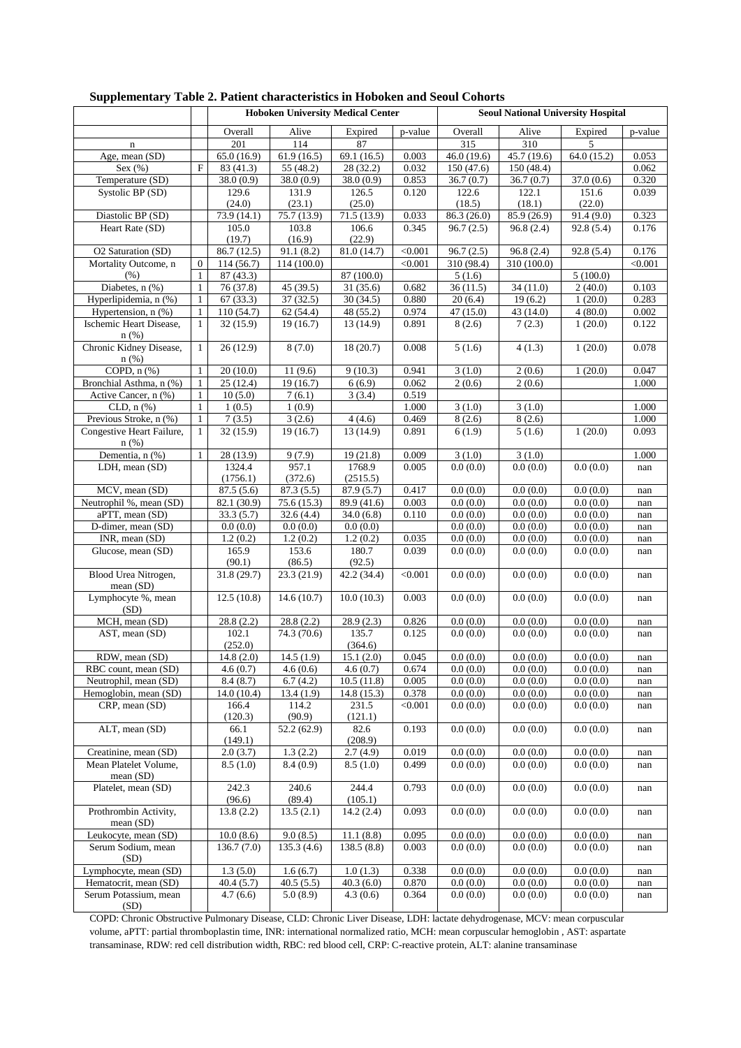**Supplementary Table 2. Patient characteristics in Hoboken and Seoul Cohorts**

| | | Hoboken University Medical Center | | | | Seoul National University Hospital | | | |
|---|---|---|---|---|---|---|---|---|---|
| | | Overall | Alive | Expired | p-value | Overall | Alive | Expired | p-value |
| n | | 201 | 114 | 87 | | 315 | 310 | 5 | |
| Age, mean (SD) | | 65.0 (16.9) | 61.9 (16.5) | 69.1 (16.5) | 0.003 | 46.0 (19.6) | 45.7 (19.6) | 64.0 (15.2) | 0.053 |
| Sex (%) | F | 83 (41.3) | 55 (48.2) | 28 (32.2) | 0.032 | 150 (47.6) | 150 (48.4) | | 0.062 |
| Temperature (SD) | | 38.0 (0.9) | 38.0 (0.9) | 38.0 (0.9) | 0.853 | 36.7 (0.7) | 36.7 (0.7) | 37.0 (0.6) | 0.320 |
| Systolic BP (SD) | | 129.6 (24.0) | 131.9 (23.1) | 126.5 (25.0) | 0.120 | 122.6 (18.5) | 122.1 (18.1) | 151.6 (22.0) | 0.039 |
| Diastolic BP (SD) | | 73.9 (14.1) | 75.7 (13.9) | 71.5 (13.9) | 0.033 | 86.3 (26.0) | 85.9 (26.9) | 91.4 (9.0) | 0.323 |
| Heart Rate (SD) | | 105.0 (19.7) | 103.8 (16.9) | 106.6 (22.9) | 0.345 | 96.7 (2.5) | 96.8 (2.4) | 92.8 (5.4) | 0.176 |
| O2 Saturation (SD) | | 86.7 (12.5) | 91.1 (8.2) | 81.0 (14.7) | <0.001 | 96.7 (2.5) | 96.8 (2.4) | 92.8 (5.4) | 0.176 |
| Mortality Outcome, n (%) | 0 | 114 (56.7) | 114 (100.0) | | <0.001 | 310 (98.4) | 310 (100.0) | | <0.001 |
| | 1 | 87 (43.3) | | 87 (100.0) | | 5 (1.6) | | 5 (100.0) | |
| Diabetes, n (%) | 1 | 76 (37.8) | 45 (39.5) | 31 (35.6) | 0.682 | 36 (11.5) | 34 (11.0) | 2 (40.0) | 0.103 |
| Hyperlipidemia, n (%) | 1 | 67 (33.3) | 37 (32.5) | 30 (34.5) | 0.880 | 20 (6.4) | 19 (6.2) | 1 (20.0) | 0.283 |
| Hypertension, n (%) | 1 | 110 (54.7) | 62 (54.4) | 48 (55.2) | 0.974 | 47 (15.0) | 43 (14.0) | 4 (80.0) | 0.002 |
| Ischemic Heart Disease, n (%) | 1 | 32 (15.9) | 19 (16.7) | 13 (14.9) | 0.891 | 8 (2.6) | 7 (2.3) | 1 (20.0) | 0.122 |
| Chronic Kidney Disease, n (%) | 1 | 26 (12.9) | 8 (7.0) | 18 (20.7) | 0.008 | 5 (1.6) | 4 (1.3) | 1 (20.0) | 0.078 |
| COPD, n (%) | 1 | 20 (10.0) | 11 (9.6) | 9 (10.3) | 0.941 | 3 (1.0) | 2 (0.6) | 1 (20.0) | 0.047 |
| Bronchial Asthma, n (%) | 1 | 25 (12.4) | 19 (16.7) | 6 (6.9) | 0.062 | 2 (0.6) | 2 (0.6) | | 1.000 |
| Active Cancer, n (%) | 1 | 10 (5.0) | 7 (6.1) | 3 (3.4) | 0.519 | | | | |
| CLD, n (%) | 1 | 1 (0.5) | 1 (0.9) | | 1.000 | 3 (1.0) | 3 (1.0) | | 1.000 |
| Previous Stroke, n (%) | 1 | 7 (3.5) | 3 (2.6) | 4 (4.6) | 0.469 | 8 (2.6) | 8 (2.6) | | 1.000 |
| Congestive Heart Failure, n (%) | 1 | 32 (15.9) | 19 (16.7) | 13 (14.9) | 0.891 | 6 (1.9) | 5 (1.6) | 1 (20.0) | 0.093 |
| Dementia, n (%) | 1 | 28 (13.9) | 9 (7.9) | 19 (21.8) | 0.009 | 3 (1.0) | 3 (1.0) | | 1.000 |
| LDH, mean (SD) | | 1324.4 (1756.1) | 957.1 (372.6) | 1768.9 (2515.5) | 0.005 | 0.0 (0.0) | 0.0 (0.0) | 0.0 (0.0) | nan |
| MCV, mean (SD) | | 87.5 (5.6) | 87.3 (5.5) | 87.9 (5.7) | 0.417 | 0.0 (0.0) | 0.0 (0.0) | 0.0 (0.0) | nan |
| Neutrophil %, mean (SD) | | 82.1 (30.9) | 75.6 (15.3) | 89.9 (41.6) | 0.003 | 0.0 (0.0) | 0.0 (0.0) | 0.0 (0.0) | nan |
| aPTT, mean (SD) | | 33.3 (5.7) | 32.6 (4.4) | 34.0 (6.8) | 0.110 | 0.0 (0.0) | 0.0 (0.0) | 0.0 (0.0) | nan |
| D-dimer, mean (SD) | | 0.0 (0.0) | 0.0 (0.0) | 0.0 (0.0) | | 0.0 (0.0) | 0.0 (0.0) | 0.0 (0.0) | nan |
| INR, mean (SD) | | 1.2 (0.2) | 1.2 (0.2) | 1.2 (0.2) | 0.035 | 0.0 (0.0) | 0.0 (0.0) | 0.0 (0.0) | nan |
| Glucose, mean (SD) | | 165.9 (90.1) | 153.6 (86.5) | 180.7 (92.5) | 0.039 | 0.0 (0.0) | 0.0 (0.0) | 0.0 (0.0) | nan |
| Blood Urea Nitrogen, mean (SD) | | 31.8 (29.7) | 23.3 (21.9) | 42.2 (34.4) | <0.001 | 0.0 (0.0) | 0.0 (0.0) | 0.0 (0.0) | nan |
| Lymphocyte %, mean (SD) | | 12.5 (10.8) | 14.6 (10.7) | 10.0 (10.3) | 0.003 | 0.0 (0.0) | 0.0 (0.0) | 0.0 (0.0) | nan |
| MCH, mean (SD) | | 28.8 (2.2) | 28.8 (2.2) | 28.9 (2.3) | 0.826 | 0.0 (0.0) | 0.0 (0.0) | 0.0 (0.0) | nan |
| AST, mean (SD) | | 102.1 (252.0) | 74.3 (70.6) | 135.7 (364.6) | 0.125 | 0.0 (0.0) | 0.0 (0.0) | 0.0 (0.0) | nan |
| RDW, mean (SD) | | 14.8 (2.0) | 14.5 (1.9) | 15.1 (2.0) | 0.045 | 0.0 (0.0) | 0.0 (0.0) | 0.0 (0.0) | nan |
| RBC count, mean (SD) | | 4.6 (0.7) | 4.6 (0.6) | 4.6 (0.7) | 0.674 | 0.0 (0.0) | 0.0 (0.0) | 0.0 (0.0) | nan |
| Neutrophil, mean (SD) | | 8.4 (8.7) | 6.7 (4.2) | 10.5 (11.8) | 0.005 | 0.0 (0.0) | 0.0 (0.0) | 0.0 (0.0) | nan |
| Hemoglobin, mean (SD) | | 14.0 (10.4) | 13.4 (1.9) | 14.8 (15.3) | 0.378 | 0.0 (0.0) | 0.0 (0.0) | 0.0 (0.0) | nan |
| CRP, mean (SD) | | 166.4 (120.3) | 114.2 (90.9) | 231.5 (121.1) | <0.001 | 0.0 (0.0) | 0.0 (0.0) | 0.0 (0.0) | nan |
| ALT, mean (SD) | | 66.1 (149.1) | 52.2 (62.9) | 82.6 (208.9) | 0.193 | 0.0 (0.0) | 0.0 (0.0) | 0.0 (0.0) | nan |
| Creatinine, mean (SD) | | 2.0 (3.7) | 1.3 (2.2) | 2.7 (4.9) | 0.019 | 0.0 (0.0) | 0.0 (0.0) | 0.0 (0.0) | nan |
| Mean Platelet Volume, mean (SD) | | 8.5 (1.0) | 8.4 (0.9) | 8.5 (1.0) | 0.499 | 0.0 (0.0) | 0.0 (0.0) | 0.0 (0.0) | nan |
| Platelet, mean (SD) | | 242.3 (96.6) | 240.6 (89.4) | 244.4 (105.1) | 0.793 | 0.0 (0.0) | 0.0 (0.0) | 0.0 (0.0) | nan |
| Prothrombin Activity, mean (SD) | | 13.8 (2.2) | 13.5 (2.1) | 14.2 (2.4) | 0.093 | 0.0 (0.0) | 0.0 (0.0) | 0.0 (0.0) | nan |
| Leukocyte, mean (SD) | | 10.0 (8.6) | 9.0 (8.5) | 11.1 (8.8) | 0.095 | 0.0 (0.0) | 0.0 (0.0) | 0.0 (0.0) | nan |
| Serum Sodium, mean (SD) | | 136.7 (7.0) | 135.3 (4.6) | 138.5 (8.8) | 0.003 | 0.0 (0.0) | 0.0 (0.0) | 0.0 (0.0) | nan |
| Lymphocyte, mean (SD) | | 1.3 (5.0) | 1.6 (6.7) | 1.0 (1.3) | 0.338 | 0.0 (0.0) | 0.0 (0.0) | 0.0 (0.0) | nan |
| Hematocrit, mean (SD) | | 40.4 (5.7) | 40.5 (5.5) | 40.3 (6.0) | 0.870 | 0.0 (0.0) | 0.0 (0.0) | 0.0 (0.0) | nan |
| Serum Potassium, mean (SD) | | 4.7 (6.6) | 5.0 (8.9) | 4.3 (0.6) | 0.364 | 0.0 (0.0) | 0.0 (0.0) | 0.0 (0.0) | nan |

COPD: Chronic Obstructive Pulmonary Disease, CLD: Chronic Liver Disease, LDH: lactate dehydrogenase, MCV: mean corpuscular volume, aPTT: partial thromboplastin time, INR: international normalized ratio, MCH: mean corpuscular hemoglobin , AST: aspartate transaminase, RDW: red cell distribution width, RBC: red blood cell, CRP: C-reactive protein, ALT: alanine transaminase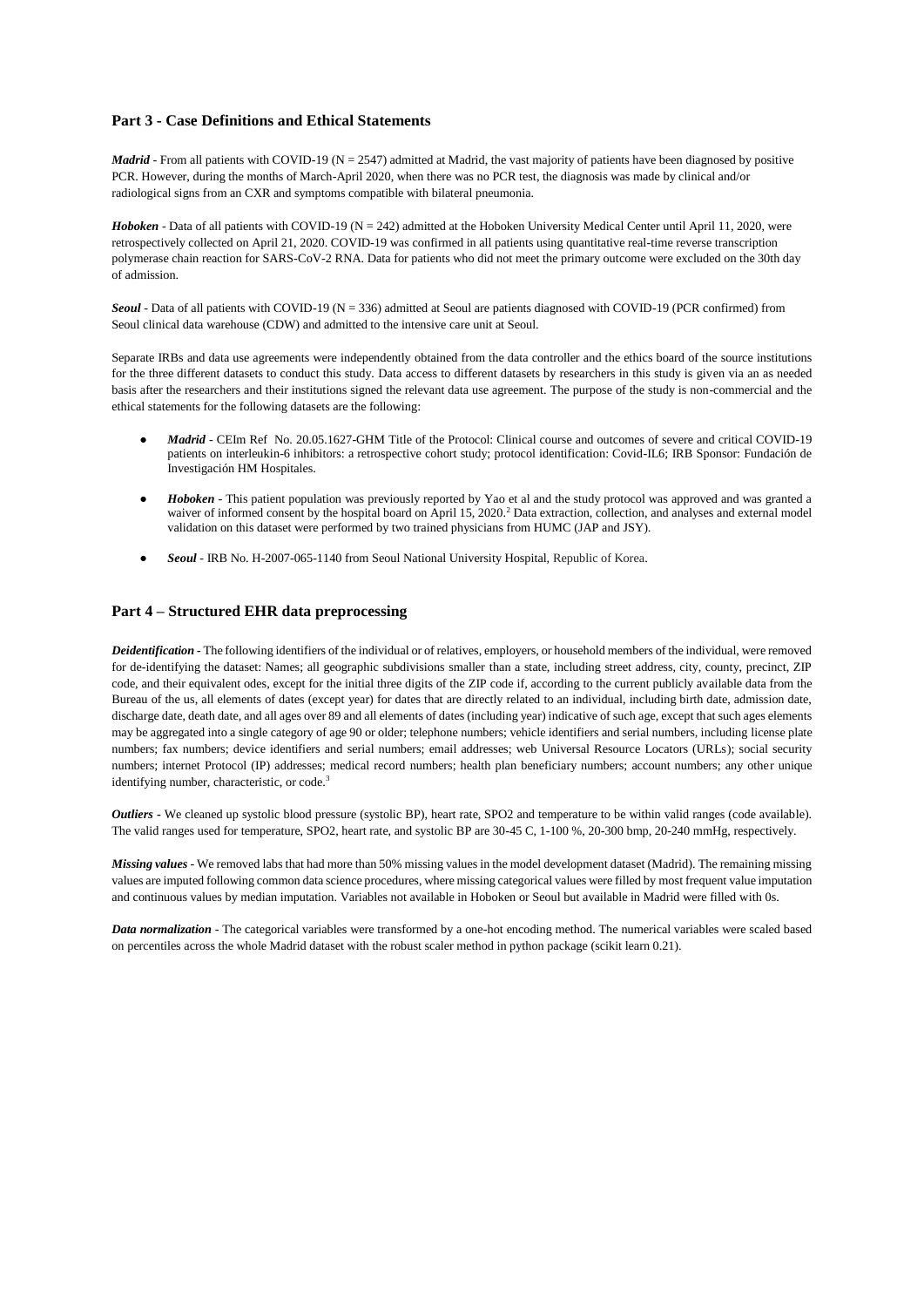## Part 3 - Case Definitions and Ethical Statements

***Madrid*** - From all patients with COVID-19 (N = 2547) admitted at Madrid, the vast majority of patients have been diagnosed by positive PCR. However, during the months of March-April 2020, when there was no PCR test, the diagnosis was made by clinical and/or radiological signs from an CXR and symptoms compatible with bilateral pneumonia.

***Hoboken*** - Data of all patients with COVID-19 (N = 242) admitted at the Hoboken University Medical Center until April 11, 2020, were retrospectively collected on April 21, 2020. COVID-19 was confirmed in all patients using quantitative real-time reverse transcription polymerase chain reaction for SARS-CoV-2 RNA. Data for patients who did not meet the primary outcome were excluded on the 30th day of admission.

***Seoul*** - Data of all patients with COVID-19 (N = 336) admitted at Seoul are patients diagnosed with COVID-19 (PCR confirmed) from Seoul clinical data warehouse (CDW) and admitted to the intensive care unit at Seoul.

Separate IRBs and data use agreements were independently obtained from the data controller and the ethics board of the source institutions for the three different datasets to conduct this study. Data access to different datasets by researchers in this study is given via an as needed basis after the researchers and their institutions signed the relevant data use agreement. The purpose of the study is non-commercial and the ethical statements for the following datasets are the following:

- ***Madrid*** - CEIm Ref No. 20.05.1627-GHM Title of the Protocol: Clinical course and outcomes of severe and critical COVID-19 patients on interleukin-6 inhibitors: a retrospective cohort study; protocol identification: Covid-IL6; IRB Sponsor: Fundación de Investigación HM Hospitales.
- ***Hoboken*** - This patient population was previously reported by Yao et al and the study protocol was approved and was granted a waiver of informed consent by the hospital board on April 15, 2020.[2] Data extraction, collection, and analyses and external model validation on this dataset were performed by two trained physicians from HUMC (JAP and JSY).
- ***Seoul*** - IRB No. H-2007-065-1140 from Seoul National University Hospital, Republic of Korea.

## Part 4 – Structured EHR data preprocessing

***Deidentification*** - The following identifiers of the individual or of relatives, employers, or household members of the individual, were removed for de-identifying the dataset: Names; all geographic subdivisions smaller than a state, including street address, city, county, precinct, ZIP code, and their equivalent odes, except for the initial three digits of the ZIP code if, according to the current publicly available data from the Bureau of the us, all elements of dates (except year) for dates that are directly related to an individual, including birth date, admission date, discharge date, death date, and all ages over 89 and all elements of dates (including year) indicative of such age, except that such ages elements may be aggregated into a single category of age 90 or older; telephone numbers; vehicle identifiers and serial numbers, including license plate numbers; fax numbers; device identifiers and serial numbers; email addresses; web Universal Resource Locators (URLs); social security numbers; internet Protocol (IP) addresses; medical record numbers; health plan beneficiary numbers; account numbers; any other unique identifying number, characteristic, or code.[3]

***Outliers*** - We cleaned up systolic blood pressure (systolic BP), heart rate, SPO2 and temperature to be within valid ranges (code available). The valid ranges used for temperature, SPO2, heart rate, and systolic BP are 30-45 C, 1-100 %, 20-300 bmp, 20-240 mmHg, respectively.

***Missing values*** - We removed labs that had more than 50% missing values in the model development dataset (Madrid). The remaining missing values are imputed following common data science procedures, where missing categorical values were filled by most frequent value imputation and continuous values by median imputation. Variables not available in Hoboken or Seoul but available in Madrid were filled with 0s.

***Data normalization*** - The categorical variables were transformed by a one-hot encoding method. The numerical variables were scaled based on percentiles across the whole Madrid dataset with the robust scaler method in python package (scikit learn 0.21).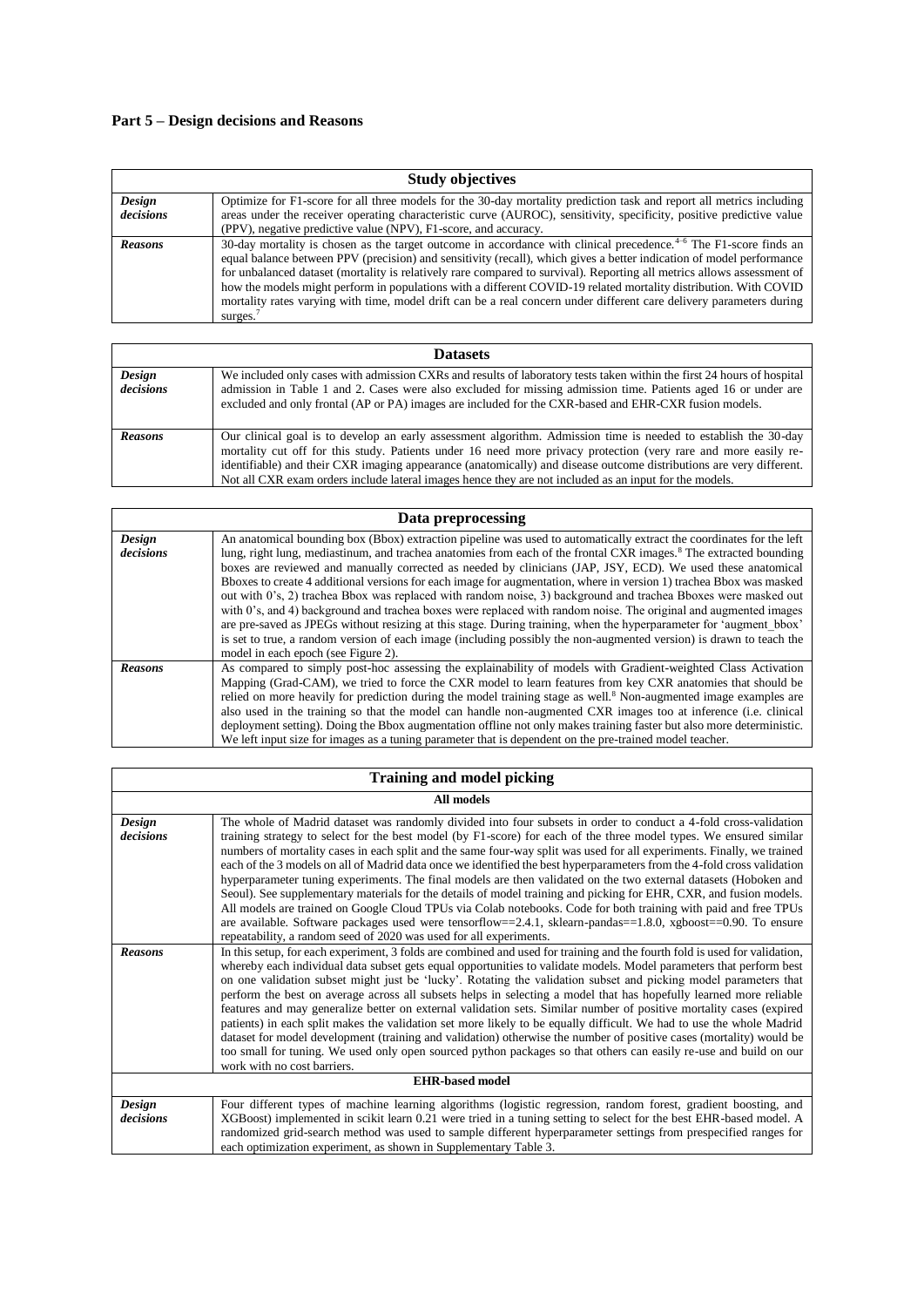## Part 5 – Design decisions and Reasons

| Study objectives | |
|---|---|
| ***Design decisions*** | Optimize for F1-score for all three models for the 30-day mortality prediction task and report all metrics including areas under the receiver operating characteristic curve (AUROC), sensitivity, specificity, positive predictive value (PPV), negative predictive value (NPV), F1-score, and accuracy. |
| ***Reasons*** | 30-day mortality is chosen as the target outcome in accordance with clinical precedence.[4-6] The F1-score finds an equal balance between PPV (precision) and sensitivity (recall), which gives a better indication of model performance for unbalanced dataset (mortality is relatively rare compared to survival). Reporting all metrics allows assessment of how the models might perform in populations with a different COVID-19 related mortality distribution. With COVID mortality rates varying with time, model drift can be a real concern under different care delivery parameters during surges.[7] |

| Datasets | |
|---|---|
| ***Design decisions*** | We included only cases with admission CXRs and results of laboratory tests taken within the first 24 hours of hospital admission in Table 1 and 2. Cases were also excluded for missing admission time. Patients aged 16 or under are excluded and only frontal (AP or PA) images are included for the CXR-based and EHR-CXR fusion models. |
| ***Reasons*** | Our clinical goal is to develop an early assessment algorithm. Admission time is needed to establish the 30-day mortality cut off for this study. Patients under 16 need more privacy protection (very rare and more easily re-identifiable) and their CXR imaging appearance (anatomically) and disease outcome distributions are very different. Not all CXR exam orders include lateral images hence they are not included as an input for the models. |

| Data preprocessing | |
|---|---|
| ***Design decisions*** | An anatomical bounding box (Bbox) extraction pipeline was used to automatically extract the coordinates for the left lung, right lung, mediastinum, and trachea anatomies from each of the frontal CXR images.[8] The extracted bounding boxes are reviewed and manually corrected as needed by clinicians (JAP, JSY, ECD). We used these anatomical Bboxes to create 4 additional versions for each image for augmentation, where in version 1) trachea Bbox was masked out with 0's, 2) trachea Bbox was replaced with random noise, 3) background and trachea Bboxes were masked out with 0's, and 4) background and trachea boxes were replaced with random noise. The original and augmented images are pre-saved as JPEGs without resizing at this stage. During training, when the hyperparameter for 'augment_bbox' is set to true, a random version of each image (including possibly the non-augmented version) is drawn to teach the model in each epoch (see Figure 2). |
| ***Reasons*** | As compared to simply post-hoc assessing the explainability of models with Gradient-weighted Class Activation Mapping (Grad-CAM), we tried to force the CXR model to learn features from key CXR anatomies that should be relied on more heavily for prediction during the model training stage as well.[8] Non-augmented image examples are also used in the training so that the model can handle non-augmented CXR images too at inference (i.e. clinical deployment setting). Doing the Bbox augmentation offline not only makes training faster but also more deterministic. We left input size for images as a tuning parameter that is dependent on the pre-trained model teacher. |

| Training and model picking | |
|---|---|
| **All models** | |
| ***Design decisions*** | The whole of Madrid dataset was randomly divided into four subsets in order to conduct a 4-fold cross-validation training strategy to select for the best model (by F1-score) for each of the three model types. We ensured similar numbers of mortality cases in each split and the same four-way split was used for all experiments. Finally, we trained each of the 3 models on all of Madrid data once we identified the best hyperparameters from the 4-fold cross validation hyperparameter tuning experiments. The final models are then validated on the two external datasets (Hoboken and Seoul). See supplementary materials for the details of model training and picking for EHR, CXR, and fusion models. All models are trained on Google Cloud TPUs via Colab notebooks. Code for both training with paid and free TPUs are available. Software packages used were tensorflow==2.4.1, sklearn-pandas==1.8.0, xgboost==0.90. To ensure repeatability, a random seed of 2020 was used for all experiments. |
| ***Reasons*** | In this setup, for each experiment, 3 folds are combined and used for training and the fourth fold is used for validation, whereby each individual data subset gets equal opportunities to validate models. Model parameters that perform best on one validation subset might just be 'lucky'. Rotating the validation subset and picking model parameters that perform the best on average across all subsets helps in selecting a model that has hopefully learned more reliable features and may generalize better on external validation sets. Similar number of positive mortality cases (expired patients) in each split makes the validation set more likely to be equally difficult. We had to use the whole Madrid dataset for model development (training and validation) otherwise the number of positive cases (mortality) would be too small for tuning. We used only open sourced python packages so that others can easily re-use and build on our work with no cost barriers. |
| **EHR-based model** | |
| ***Design decisions*** | Four different types of machine learning algorithms (logistic regression, random forest, gradient boosting, and XGBoost) implemented in scikit learn 0.21 were tried in a tuning setting to select for the best EHR-based model. A randomized grid-search method was used to sample different hyperparameter settings from prespecified ranges for each optimization experiment, as shown in Supplementary Table 3. |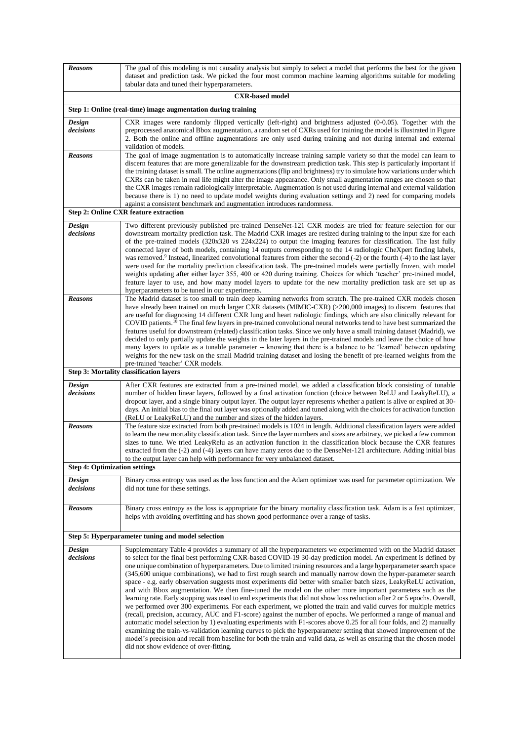| | |
|---|---|
| ***Reasons*** | The goal of this modeling is not causality analysis but simply to select a model that performs the best for the given dataset and prediction task. We picked the four most common machine learning algorithms suitable for modeling tabular data and tuned their hyperparameters. |
| **CXR-based model** | |
| **Step 1: Online (real-time) image augmentation during training** | |
| ***Design decisions*** | CXR images were randomly flipped vertically (left-right) and brightness adjusted (0-0.05). Together with the preprocessed anatomical Bbox augmentation, a random set of CXRs used for training the model is illustrated in Figure 2. Both the online and offline augmentations are only used during training and not during internal and external validation of models. |
| ***Reasons*** | The goal of image augmentation is to automatically increase training sample variety so that the model can learn to discern features that are more generalizable for the downstream prediction task. This step is particularly important if the training dataset is small. The online augmentations (flip and brightness) try to simulate how variations under which CXRs can be taken in real life might alter the image appearance. Only small augmentation ranges are chosen so that the CXR images remain radiologically interpretable. Augmentation is not used during internal and external validation because there is 1) no need to update model weights during evaluation settings and 2) need for comparing models against a consistent benchmark and augmentation introduces randomness. |
| **Step 2: Online CXR feature extraction** | |
| ***Design decisions*** | Two different previously published pre-trained DenseNet-121 CXR models are tried for feature selection for our downstream mortality prediction task. The Madrid CXR images are resized during training to the input size for each of the pre-trained models (320x320 vs 224x224) to output the imaging features for classification. The last fully connected layer of both models, containing 14 outputs corresponding to the 14 radiologic CheXpert finding labels, was removed.[9] Instead, linearized convolutional features from either the second (-2) or the fourth (-4) to the last layer were used for the mortality prediction classification task. The pre-trained models were partially frozen, with model weights updating after either layer 355, 400 or 420 during training. Choices for which 'teacher' pre-trained model, feature layer to use, and how many model layers to update for the new mortality prediction task are set up as hyperparameters to be tuned in our experiments. |
| ***Reasons*** | The Madrid dataset is too small to train deep learning networks from scratch. The pre-trained CXR models chosen have already been trained on much larger CXR datasets (MIMIC-CXR) (>200,000 images) to discern features that are useful for diagnosing 14 different CXR lung and heart radiologic findings, which are also clinically relevant for COVID patients.[10] The final few layers in pre-trained convolutional neural networks tend to have best summarized the features useful for downstream (related) classification tasks. Since we only have a small training dataset (Madrid), we decided to only partially update the weights in the later layers in the pre-trained models and leave the choice of how many layers to update as a tunable parameter -- knowing that there is a balance to be 'learned' between updating weights for the new task on the small Madrid training dataset and losing the benefit of pre-learned weights from the pre-trained 'teacher' CXR models. |
| **Step 3: Mortality classification layers** | |
| ***Design decisions*** | After CXR features are extracted from a pre-trained model, we added a classification block consisting of tunable number of hidden linear layers, followed by a final activation function (choice between ReLU and LeakyReLU), a dropout layer, and a single binary output layer. The output layer represents whether a patient is alive or expired at 30-days. An initial bias to the final out layer was optionally added and tuned along with the choices for activation function (ReLU or LeakyReLU) and the number and sizes of the hidden layers. |
| ***Reasons*** | The feature size extracted from both pre-trained models is 1024 in length. Additional classification layers were added to learn the new mortality classification task. Since the layer numbers and sizes are arbitrary, we picked a few common sizes to tune. We tried LeakyRelu as an activation function in the classification block because the CXR features extracted from the (-2) and (-4) layers can have many zeros due to the DenseNet-121 architecture. Adding initial bias to the output layer can help with performance for very unbalanced dataset. |
| **Step 4: Optimization settings** | |
| ***Design decisions*** | Binary cross entropy was used as the loss function and the Adam optimizer was used for parameter optimization. We did not tune for these settings. |
| ***Reasons*** | Binary cross entropy as the loss is appropriate for the binary mortality classification task. Adam is a fast optimizer, helps with avoiding overfitting and has shown good performance over a range of tasks. |
| **Step 5: Hyperparameter tuning and model selection** | |
| ***Design decisions*** | Supplementary Table 4 provides a summary of all the hyperparameters we experimented with on the Madrid dataset to select for the final best performing CXR-based COVID-19 30-day prediction model. An experiment is defined by one unique combination of hyperparameters. Due to limited training resources and a large hyperparameter search space (345,600 unique combinations), we had to first rough search and manually narrow down the hyper-parameter search space - e.g. early observation suggests most experiments did better with smaller batch sizes, LeakyReLU activation, and with Bbox augmentation. We then fine-tuned the model on the other more important parameters such as the learning rate. Early stopping was used to end experiments that did not show loss reduction after 2 or 5 epochs. Overall, we performed over 300 experiments. For each experiment, we plotted the train and valid curves for multiple metrics (recall, precision, accuracy, AUC and F1-score) against the number of epochs. We performed a range of manual and automatic model selection by 1) evaluating experiments with F1-scores above 0.25 for all four folds, and 2) manually examining the train-vs-validation learning curves to pick the hyperparameter setting that showed improvement of the model's precision and recall from baseline for both the train and valid data, as well as ensuring that the chosen model did not show evidence of over-fitting. |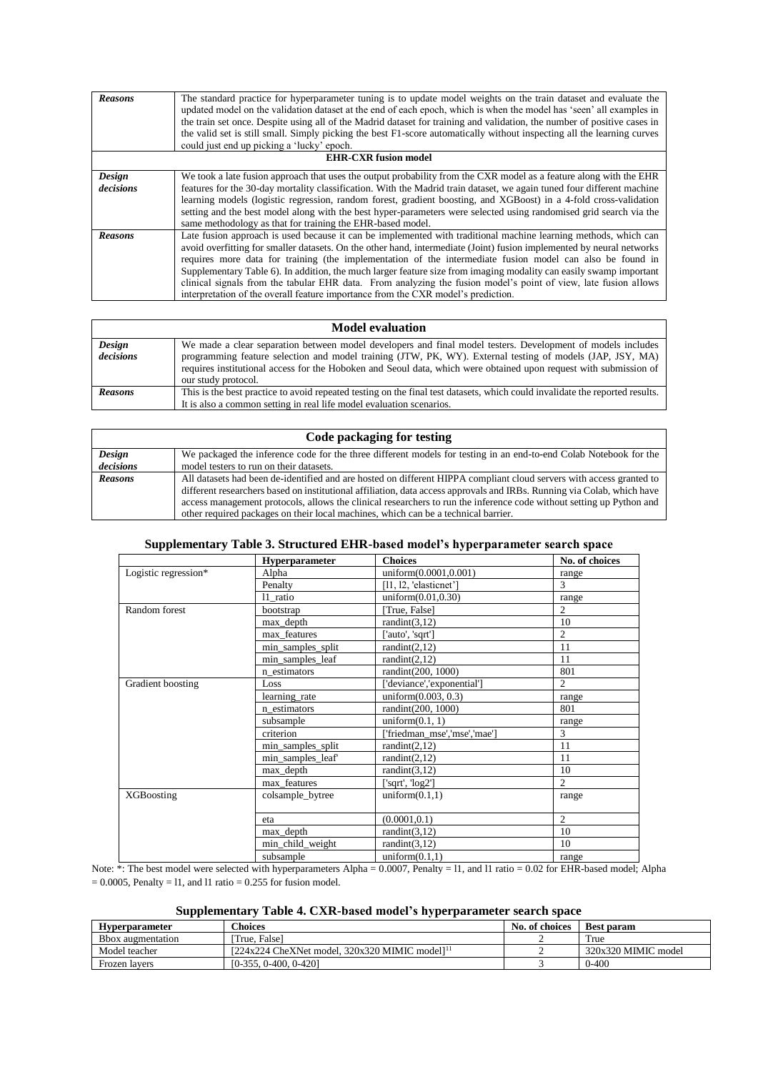| | |
|---|---|
| ***Reasons*** | The standard practice for hyperparameter tuning is to update model weights on the train dataset and evaluate the updated model on the validation dataset at the end of each epoch, which is when the model has 'seen' all examples in the train set once. Despite using all of the Madrid dataset for training and validation, the number of positive cases in the valid set is still small. Simply picking the best F1-score automatically without inspecting all the learning curves could just end up picking a 'lucky' epoch. |
| **EHR-CXR fusion model** | |
| ***Design decisions*** | We took a late fusion approach that uses the output probability from the CXR model as a feature along with the EHR features for the 30-day mortality classification. With the Madrid train dataset, we again tuned four different machine learning models (logistic regression, random forest, gradient boosting, and XGBoost) in a 4-fold cross-validation setting and the best model along with the best hyper-parameters were selected using randomised grid search via the same methodology as that for training the EHR-based model. |
| ***Reasons*** | Late fusion approach is used because it can be implemented with traditional machine learning methods, which can avoid overfitting for smaller datasets. On the other hand, intermediate (Joint) fusion implemented by neural networks requires more data for training (the implementation of the intermediate fusion model can also be found in Supplementary Table 6). In addition, the much larger feature size from imaging modality can easily swamp important clinical signals from the tabular EHR data. From analyzing the fusion model's point of view, late fusion allows interpretation of the overall feature importance from the CXR model's prediction. |

| **Model evaluation** | |
|---|---|
| ***Design decisions*** | We made a clear separation between model developers and final model testers. Development of models includes programming feature selection and model training (JTW, PK, WY). External testing of models (JAP, JSY, MA) requires institutional access for the Hoboken and Seoul data, which were obtained upon request with submission of our study protocol. |
| ***Reasons*** | This is the best practice to avoid repeated testing on the final test datasets, which could invalidate the reported results. It is also a common setting in real life model evaluation scenarios. |

| **Code packaging for testing** | |
|---|---|
| ***Design decisions*** | We packaged the inference code for the three different models for testing in an end-to-end Colab Notebook for the model testers to run on their datasets. |
| ***Reasons*** | All datasets had been de-identified and are hosted on different HIPPA compliant cloud servers with access granted to different researchers based on institutional affiliation, data access approvals and IRBs. Running via Colab, which have access management protocols, allows the clinical researchers to run the inference code without setting up Python and other required packages on their local machines, which can be a technical barrier. |

**Supplementary Table 3. Structured EHR-based model's hyperparameter search space**

| | Hyperparameter | Choices | No. of choices |
|---|---|---|---|
| Logistic regression* | Alpha | uniform(0.0001,0.001) | range |
| | Penalty | [l1, l2, 'elasticnet'] | 3 |
| | l1_ratio | uniform(0.01,0.30) | range |
| Random forest | bootstrap | [True, False] | 2 |
| | max_depth | randint(3,12) | 10 |
| | max_features | ['auto', 'sqrt'] | 2 |
| | min_samples_split | randint(2,12) | 11 |
| | min_samples_leaf | randint(2,12) | 11 |
| | n_estimators | randint(200, 1000) | 801 |
| Gradient boosting | Loss | ['deviance','exponential'] | 2 |
| | learning_rate | uniform(0.003, 0.3) | range |
| | n_estimators | randint(200, 1000) | 801 |
| | subsample | uniform(0.1, 1) | range |
| | criterion | ['friedman_mse','mse','mae'] | 3 |
| | min_samples_split | randint(2,12) | 11 |
| | min_samples_leaf' | randint(2,12) | 11 |
| | max_depth | randint(3,12) | 10 |
| | max_features | ['sqrt', 'log2'] | 2 |
| XGBoosting | colsample_bytree | uniform(0.1,1) | range |
| | eta | (0.0001,0.1) | 2 |
| | max_depth | randint(3,12) | 10 |
| | min_child_weight | randint(3,12) | 10 |
| | subsample | uniform(0.1,1) | range |

Note: *: The best model were selected with hyperparameters Alpha = 0.0007, Penalty = l1, and l1 ratio = 0.02 for EHR-based model; Alpha = 0.0005, Penalty = l1, and l1 ratio = 0.255 for fusion model.

**Supplementary Table 4. CXR-based model's hyperparameter search space**

| Hyperparameter | Choices | No. of choices | Best param |
|---|---|---|---|
| Bbox augmentation | [True, False] | 2 | True |
| Model teacher | [224x224 CheXNet model, 320x320 MIMIC model][11] | 2 | 320x320 MIMIC model |
| Frozen layers | [0-355, 0-400, 0-420] | 3 | 0-400 |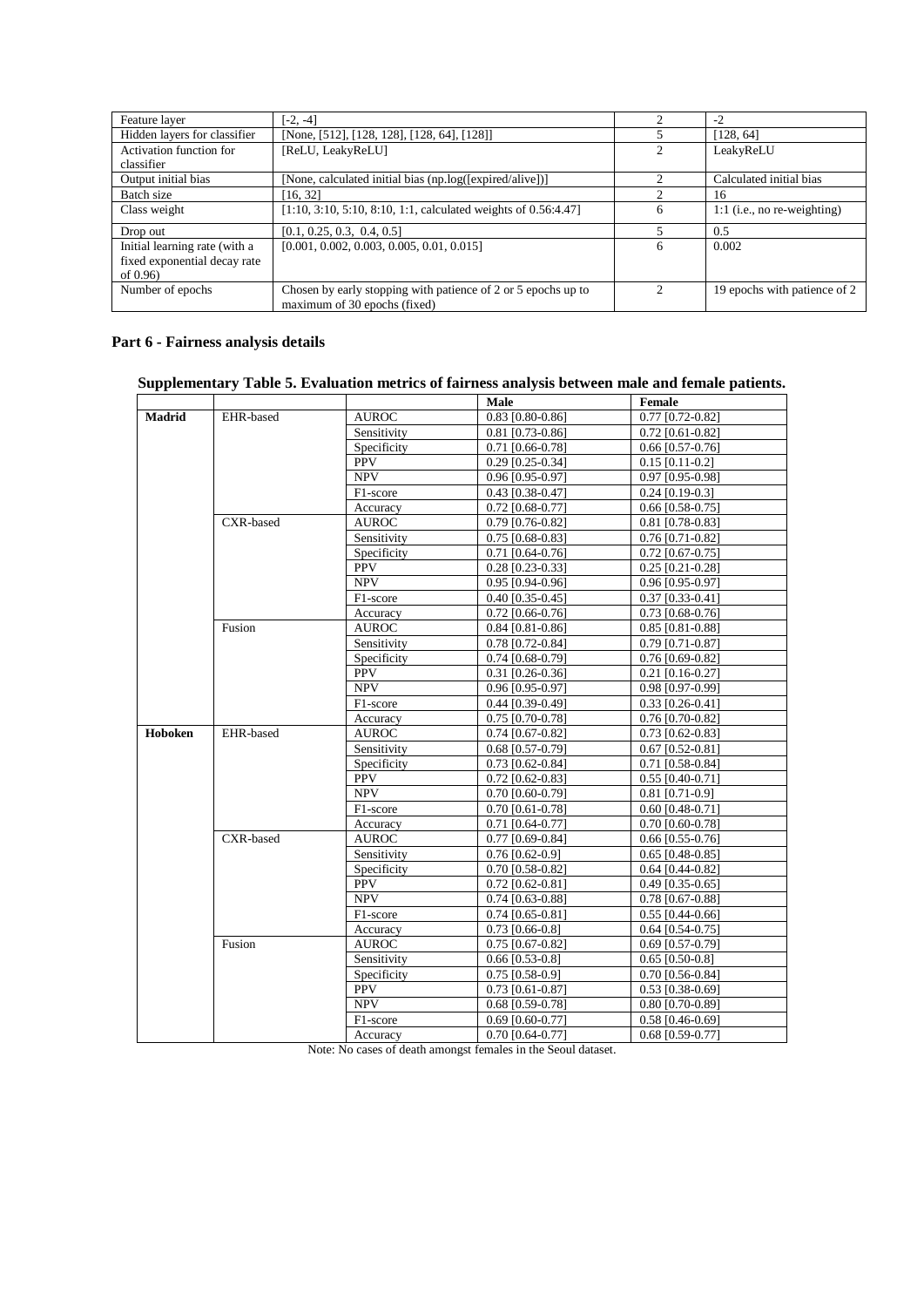| Feature layer | [-2, -4] | 2 | -2 |
|---|---|---|---|
| Hidden layers for classifier | [None, [512], [128, 128], [128, 64], [128]] | 5 | [128, 64] |
| Activation function for classifier | [ReLU, LeakyReLU] | 2 | LeakyReLU |
| Output initial bias | [None, calculated initial bias (np.log([expired/alive])] | 2 | Calculated initial bias |
| Batch size | [16, 32] | 2 | 16 |
| Class weight | [1:10, 3:10, 5:10, 8:10, 1:1, calculated weights of 0.56:4.47] | 6 | 1:1 (i.e., no re-weighting) |
| Drop out | [0.1, 0.25, 0.3, 0.4, 0.5] | 5 | 0.5 |
| Initial learning rate (with a fixed exponential decay rate of 0.96) | [0.001, 0.002, 0.003, 0.005, 0.01, 0.015] | 6 | 0.002 |
| Number of epochs | Chosen by early stopping with patience of 2 or 5 epochs up to maximum of 30 epochs (fixed) | 2 | 19 epochs with patience of 2 |

## Part 6 - Fairness analysis details

**Supplementary Table 5. Evaluation metrics of fairness analysis between male and female patients.**

| | | | Male | Female |
|---|---|---|---|---|
| **Madrid** | EHR-based | AUROC | 0.83 [0.80-0.86] | 0.77 [0.72-0.82] |
| | | Sensitivity | 0.81 [0.73-0.86] | 0.72 [0.61-0.82] |
| | | Specificity | 0.71 [0.66-0.78] | 0.66 [0.57-0.76] |
| | | PPV | 0.29 [0.25-0.34] | 0.15 [0.11-0.2] |
| | | NPV | 0.96 [0.95-0.97] | 0.97 [0.95-0.98] |
| | | F1-score | 0.43 [0.38-0.47] | 0.24 [0.19-0.3] |
| | | Accuracy | 0.72 [0.68-0.77] | 0.66 [0.58-0.75] |
| | CXR-based | AUROC | 0.79 [0.76-0.82] | 0.81 [0.78-0.83] |
| | | Sensitivity | 0.75 [0.68-0.83] | 0.76 [0.71-0.82] |
| | | Specificity | 0.71 [0.64-0.76] | 0.72 [0.67-0.75] |
| | | PPV | 0.28 [0.23-0.33] | 0.25 [0.21-0.28] |
| | | NPV | 0.95 [0.94-0.96] | 0.96 [0.95-0.97] |
| | | F1-score | 0.40 [0.35-0.45] | 0.37 [0.33-0.41] |
| | | Accuracy | 0.72 [0.66-0.76] | 0.73 [0.68-0.76] |
| | Fusion | AUROC | 0.84 [0.81-0.86] | 0.85 [0.81-0.88] |
| | | Sensitivity | 0.78 [0.72-0.84] | 0.79 [0.71-0.87] |
| | | Specificity | 0.74 [0.68-0.79] | 0.76 [0.69-0.82] |
| | | PPV | 0.31 [0.26-0.36] | 0.21 [0.16-0.27] |
| | | NPV | 0.96 [0.95-0.97] | 0.98 [0.97-0.99] |
| | | F1-score | 0.44 [0.39-0.49] | 0.33 [0.26-0.41] |
| | | Accuracy | 0.75 [0.70-0.78] | 0.76 [0.70-0.82] |
| **Hoboken** | EHR-based | AUROC | 0.74 [0.67-0.82] | 0.73 [0.62-0.83] |
| | | Sensitivity | 0.68 [0.57-0.79] | 0.67 [0.52-0.81] |
| | | Specificity | 0.73 [0.62-0.84] | 0.71 [0.58-0.84] |
| | | PPV | 0.72 [0.62-0.83] | 0.55 [0.40-0.71] |
| | | NPV | 0.70 [0.60-0.79] | 0.81 [0.71-0.9] |
| | | F1-score | 0.70 [0.61-0.78] | 0.60 [0.48-0.71] |
| | | Accuracy | 0.71 [0.64-0.77] | 0.70 [0.60-0.78] |
| | CXR-based | AUROC | 0.77 [0.69-0.84] | 0.66 [0.55-0.76] |
| | | Sensitivity | 0.76 [0.62-0.9] | 0.65 [0.48-0.85] |
| | | Specificity | 0.70 [0.58-0.82] | 0.64 [0.44-0.82] |
| | | PPV | 0.72 [0.62-0.81] | 0.49 [0.35-0.65] |
| | | NPV | 0.74 [0.63-0.88] | 0.78 [0.67-0.88] |
| | | F1-score | 0.74 [0.65-0.81] | 0.55 [0.44-0.66] |
| | | Accuracy | 0.73 [0.66-0.8] | 0.64 [0.54-0.75] |
| | Fusion | AUROC | 0.75 [0.67-0.82] | 0.69 [0.57-0.79] |
| | | Sensitivity | 0.66 [0.53-0.8] | 0.65 [0.50-0.8] |
| | | Specificity | 0.75 [0.58-0.9] | 0.70 [0.56-0.84] |
| | | PPV | 0.73 [0.61-0.87] | 0.53 [0.38-0.69] |
| | | NPV | 0.68 [0.59-0.78] | 0.80 [0.70-0.89] |
| | | F1-score | 0.69 [0.60-0.77] | 0.58 [0.46-0.69] |
| | | Accuracy | 0.70 [0.64-0.77] | 0.68 [0.59-0.77] |

Note: No cases of death amongst females in the Seoul dataset.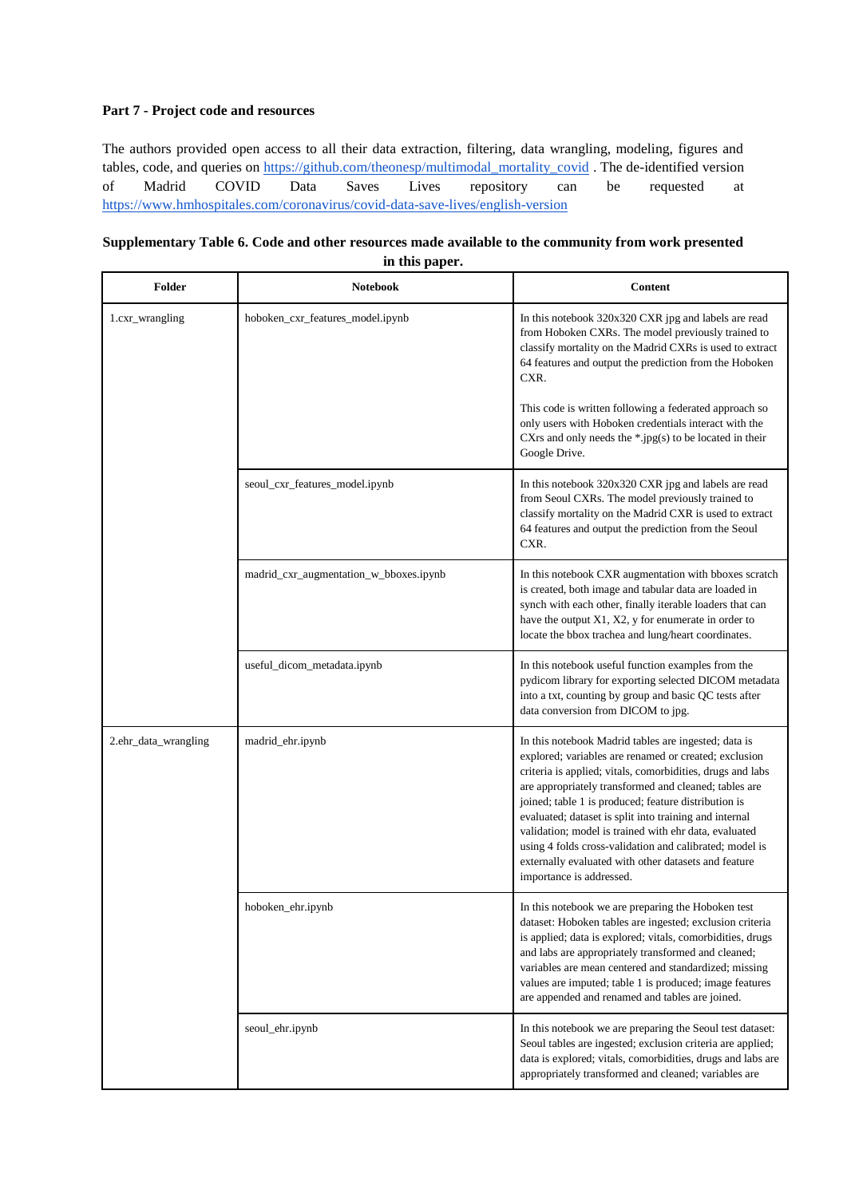**Part 7 - Project code and resources**

The authors provided open access to all their data extraction, filtering, data wrangling, modeling, figures and tables, code, and queries on https://github.com/theonesp/multimodal_mortality_covid . The de-identified version of Madrid COVID Data Saves Lives repository can be requested at https://www.hmhospitales.com/coronavirus/covid-data-save-lives/english-version

**Supplementary Table 6. Code and other resources made available to the community from work presented in this paper.**

| Folder | Notebook | Content |
|---|---|---|
| 1.cxr_wrangling | hoboken_cxr_features_model.ipynb | In this notebook 320x320 CXR jpg and labels are read from Hoboken CXRs. The model previously trained to classify mortality on the Madrid CXRs is used to extract 64 features and output the prediction from the Hoboken CXR.<br><br>This code is written following a federated approach so only users with Hoboken credentials interact with the CXrs and only needs the *.jpg(s) to be located in their Google Drive. |
| | seoul_cxr_features_model.ipynb | In this notebook 320x320 CXR jpg and labels are read from Seoul CXRs. The model previously trained to classify mortality on the Madrid CXR is used to extract 64 features and output the prediction from the Seoul CXR. |
| | madrid_cxr_augmentation_w_bboxes.ipynb | In this notebook CXR augmentation with bboxes scratch is created, both image and tabular data are loaded in synch with each other, finally iterable loaders that can have the output X1, X2, y for enumerate in order to locate the bbox trachea and lung/heart coordinates. |
| | useful_dicom_metadata.ipynb | In this notebook useful function examples from the pydicom library for exporting selected DICOM metadata into a txt, counting by group and basic QC tests after data conversion from DICOM to jpg. |
| 2.ehr_data_wrangling | madrid_ehr.ipynb | In this notebook Madrid tables are ingested; data is explored; variables are renamed or created; exclusion criteria is applied; vitals, comorbidities, drugs and labs are appropriately transformed and cleaned; tables are joined; table 1 is produced; feature distribution is evaluated; dataset is split into training and internal validation; model is trained with ehr data, evaluated using 4 folds cross-validation and calibrated; model is externally evaluated with other datasets and feature importance is addressed. |
| | hoboken_ehr.ipynb | In this notebook we are preparing the Hoboken test dataset: Hoboken tables are ingested; exclusion criteria is applied; data is explored; vitals, comorbidities, drugs and labs are appropriately transformed and cleaned; variables are mean centered and standardized; missing values are imputed; table 1 is produced; image features are appended and renamed and tables are joined. |
| | seoul_ehr.ipynb | In this notebook we are preparing the Seoul test dataset: Seoul tables are ingested; exclusion criteria are applied; data is explored; vitals, comorbidities, drugs and labs are appropriately transformed and cleaned; variables are |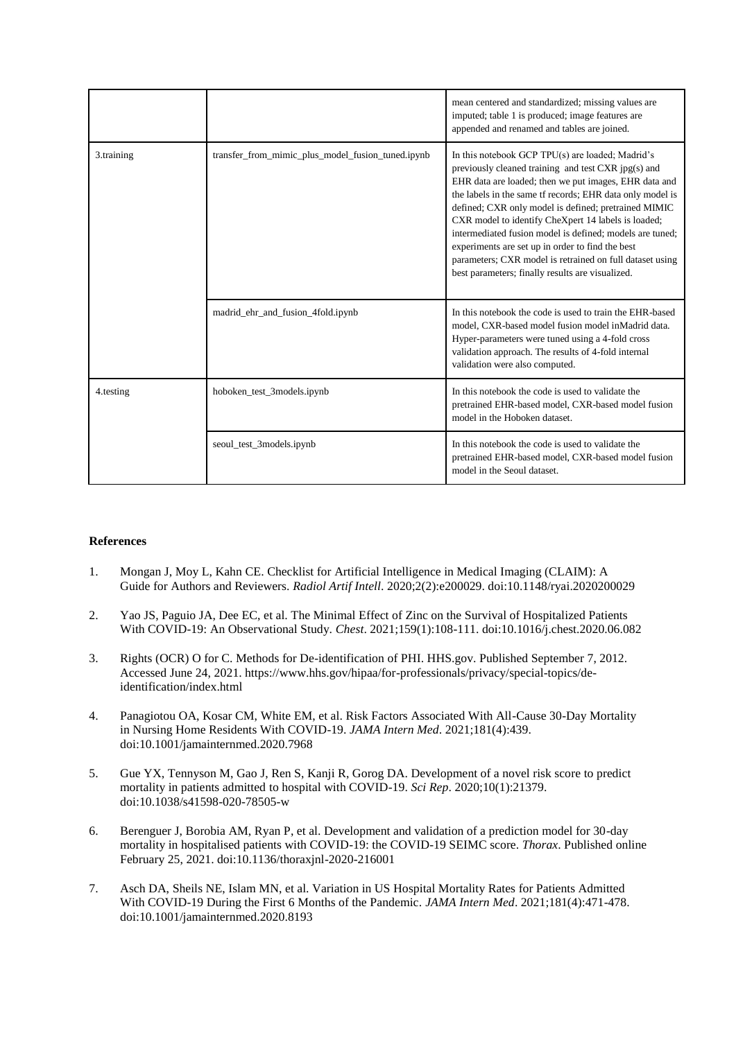| | | |
|---|---|---|
| | | mean centered and standardized; missing values are imputed; table 1 is produced; image features are appended and renamed and tables are joined. |
| 3.training | transfer_from_mimic_plus_model_fusion_tuned.ipynb | In this notebook GCP TPU(s) are loaded; Madrid's previously cleaned training and test CXR jpg(s) and EHR data are loaded; then we put images, EHR data and the labels in the same tf records; EHR data only model is defined; CXR only model is defined; pretrained MIMIC CXR model to identify CheXpert 14 labels is loaded; intermediated fusion model is defined; models are tuned; experiments are set up in order to find the best parameters; CXR model is retrained on full dataset using best parameters; finally results are visualized. |
| | madrid_ehr_and_fusion_4fold.ipynb | In this notebook the code is used to train the EHR-based model, CXR-based model fusion model inMadrid data. Hyper-parameters were tuned using a 4-fold cross validation approach. The results of 4-fold internal validation were also computed. |
| 4.testing | hoboken_test_3models.ipynb | In this notebook the code is used to validate the pretrained EHR-based model, CXR-based model fusion model in the Hoboken dataset. |
| | seoul_test_3models.ipynb | In this notebook the code is used to validate the pretrained EHR-based model, CXR-based model fusion model in the Seoul dataset. |

**References**

1. Mongan J, Moy L, Kahn CE. Checklist for Artificial Intelligence in Medical Imaging (CLAIM): A Guide for Authors and Reviewers. *Radiol Artif Intell*. 2020;2(2):e200029. doi:10.1148/ryai.2020200029

2. Yao JS, Paguio JA, Dee EC, et al. The Minimal Effect of Zinc on the Survival of Hospitalized Patients With COVID-19: An Observational Study. *Chest*. 2021;159(1):108-111. doi:10.1016/j.chest.2020.06.082

3. Rights (OCR) O for C. Methods for De-identification of PHI. HHS.gov. Published September 7, 2012. Accessed June 24, 2021. https://www.hhs.gov/hipaa/for-professionals/privacy/special-topics/de-identification/index.html

4. Panagiotou OA, Kosar CM, White EM, et al. Risk Factors Associated With All-Cause 30-Day Mortality in Nursing Home Residents With COVID-19. *JAMA Intern Med*. 2021;181(4):439. doi:10.1001/jamainternmed.2020.7968

5. Gue YX, Tennyson M, Gao J, Ren S, Kanji R, Gorog DA. Development of a novel risk score to predict mortality in patients admitted to hospital with COVID-19. *Sci Rep*. 2020;10(1):21379. doi:10.1038/s41598-020-78505-w

6. Berenguer J, Borobia AM, Ryan P, et al. Development and validation of a prediction model for 30-day mortality in hospitalised patients with COVID-19: the COVID-19 SEIMC score. *Thorax*. Published online February 25, 2021. doi:10.1136/thoraxjnl-2020-216001

7. Asch DA, Sheils NE, Islam MN, et al. Variation in US Hospital Mortality Rates for Patients Admitted With COVID-19 During the First 6 Months of the Pandemic. *JAMA Intern Med*. 2021;181(4):471-478. doi:10.1001/jamainternmed.2020.8193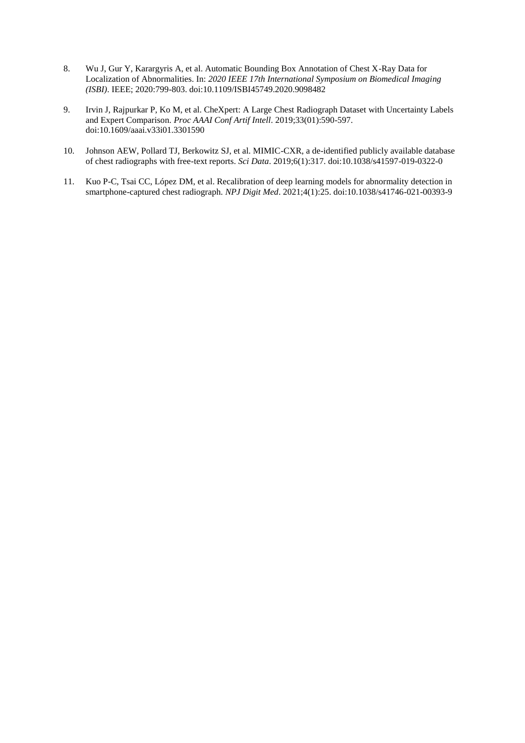8. Wu J, Gur Y, Karargyris A, et al. Automatic Bounding Box Annotation of Chest X-Ray Data for Localization of Abnormalities. In: *2020 IEEE 17th International Symposium on Biomedical Imaging (ISBI)*. IEEE; 2020:799-803. doi:10.1109/ISBI45749.2020.9098482

9. Irvin J, Rajpurkar P, Ko M, et al. CheXpert: A Large Chest Radiograph Dataset with Uncertainty Labels and Expert Comparison. *Proc AAAI Conf Artif Intell*. 2019;33(01):590-597. doi:10.1609/aaai.v33i01.3301590

10. Johnson AEW, Pollard TJ, Berkowitz SJ, et al. MIMIC-CXR, a de-identified publicly available database of chest radiographs with free-text reports. *Sci Data*. 2019;6(1):317. doi:10.1038/s41597-019-0322-0

11. Kuo P-C, Tsai CC, López DM, et al. Recalibration of deep learning models for abnormality detection in smartphone-captured chest radiograph. *NPJ Digit Med*. 2021;4(1):25. doi:10.1038/s41746-021-00393-9